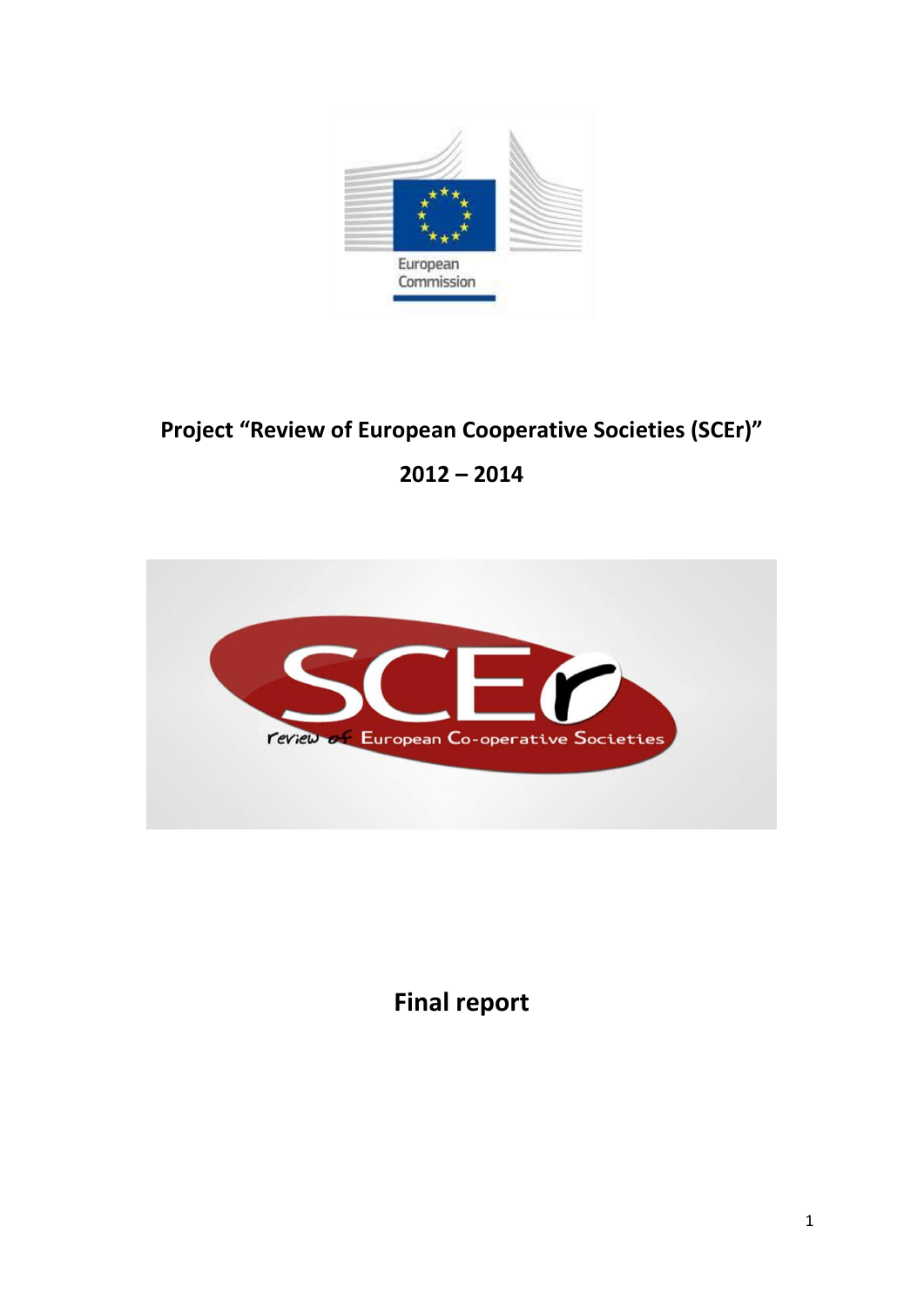# Project "Review of European Cooperative Societies (SCEr)"

## 2012 – 2014

## Final report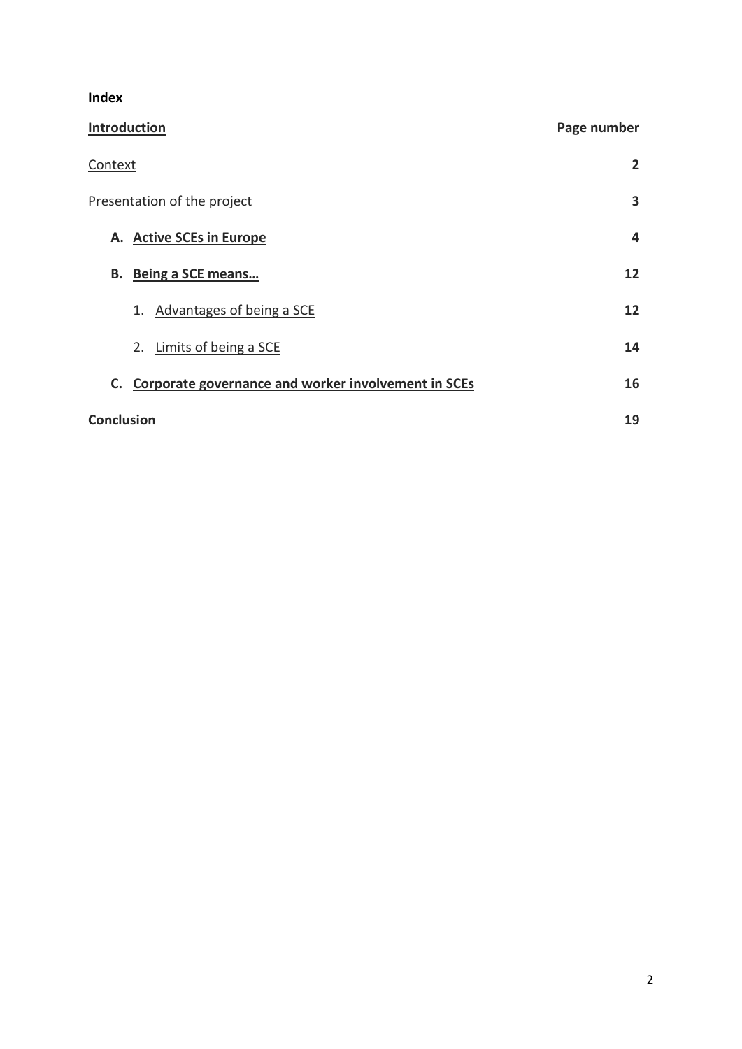**Index**

| **Introduction** | **Page number** |
|---|---|
| Context | **2** |
| Presentation of the project | **3** |
| **A. Active SCEs in Europe** | **4** |
| **B. Being a SCE means…** | **12** |
| 1. Advantages of being a SCE | **12** |
| 2. Limits of being a SCE | **14** |
| **C. Corporate governance and worker involvement in SCEs** | **16** |
| **Conclusion** | **19** |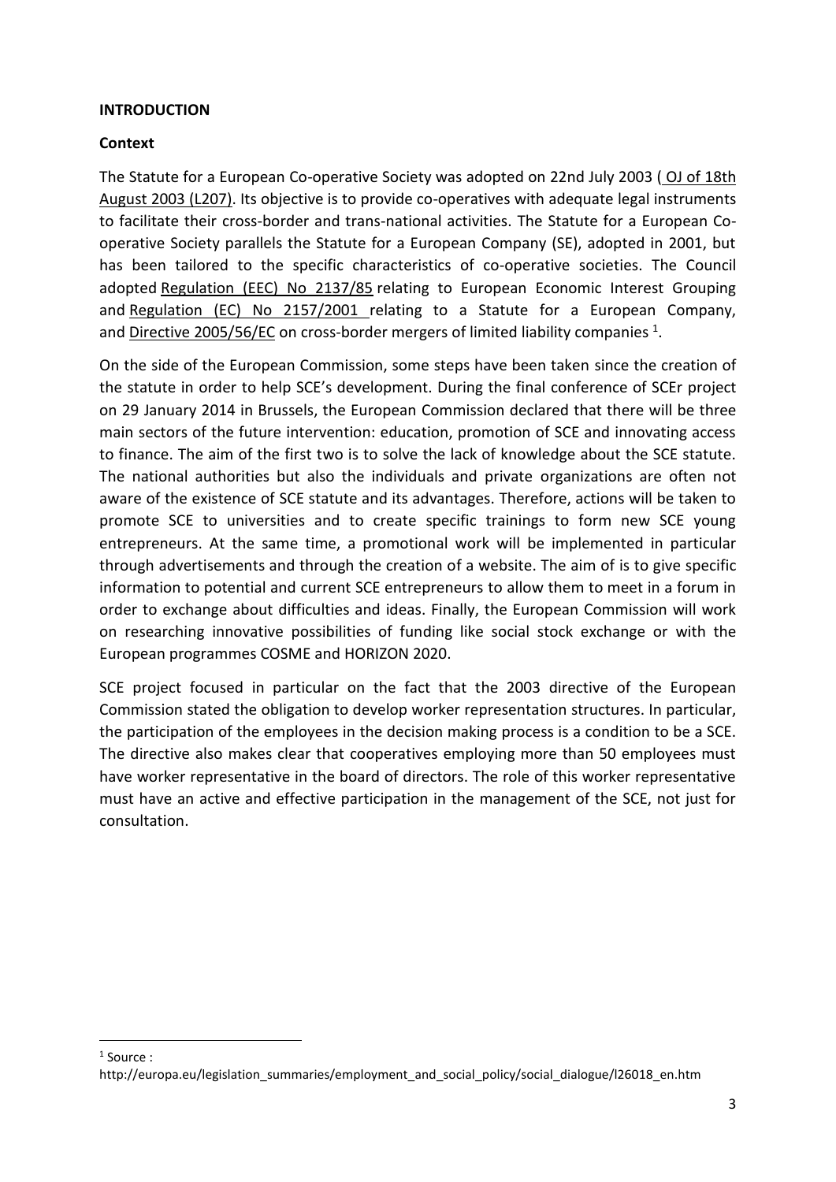**INTRODUCTION**

**Context**

The Statute for a European Co-operative Society was adopted on 22nd July 2003 ( OJ of 18th August 2003 (L207). Its objective is to provide co-operatives with adequate legal instruments to facilitate their cross-border and trans-national activities. The Statute for a European Co-operative Society parallels the Statute for a European Company (SE), adopted in 2001, but has been tailored to the specific characteristics of co-operative societies. The Council adopted Regulation (EEC) No 2137/85 relating to European Economic Interest Grouping and Regulation (EC) No 2157/2001 relating to a Statute for a European Company, and Directive 2005/56/EC on cross-border mergers of limited liability companies [1].

On the side of the European Commission, some steps have been taken since the creation of the statute in order to help SCE's development. During the final conference of SCEr project on 29 January 2014 in Brussels, the European Commission declared that there will be three main sectors of the future intervention: education, promotion of SCE and innovating access to finance. The aim of the first two is to solve the lack of knowledge about the SCE statute. The national authorities but also the individuals and private organizations are often not aware of the existence of SCE statute and its advantages. Therefore, actions will be taken to promote SCE to universities and to create specific trainings to form new SCE young entrepreneurs. At the same time, a promotional work will be implemented in particular through advertisements and through the creation of a website. The aim of is to give specific information to potential and current SCE entrepreneurs to allow them to meet in a forum in order to exchange about difficulties and ideas. Finally, the European Commission will work on researching innovative possibilities of funding like social stock exchange or with the European programmes COSME and HORIZON 2020.

SCE project focused in particular on the fact that the 2003 directive of the European Commission stated the obligation to develop worker representation structures. In particular, the participation of the employees in the decision making process is a condition to be a SCE. The directive also makes clear that cooperatives employing more than 50 employees must have worker representative in the board of directors. The role of this worker representative must have an active and effective participation in the management of the SCE, not just for consultation.

[1] Source : http://europa.eu/legislation_summaries/employment_and_social_policy/social_dialogue/l26018_en.htm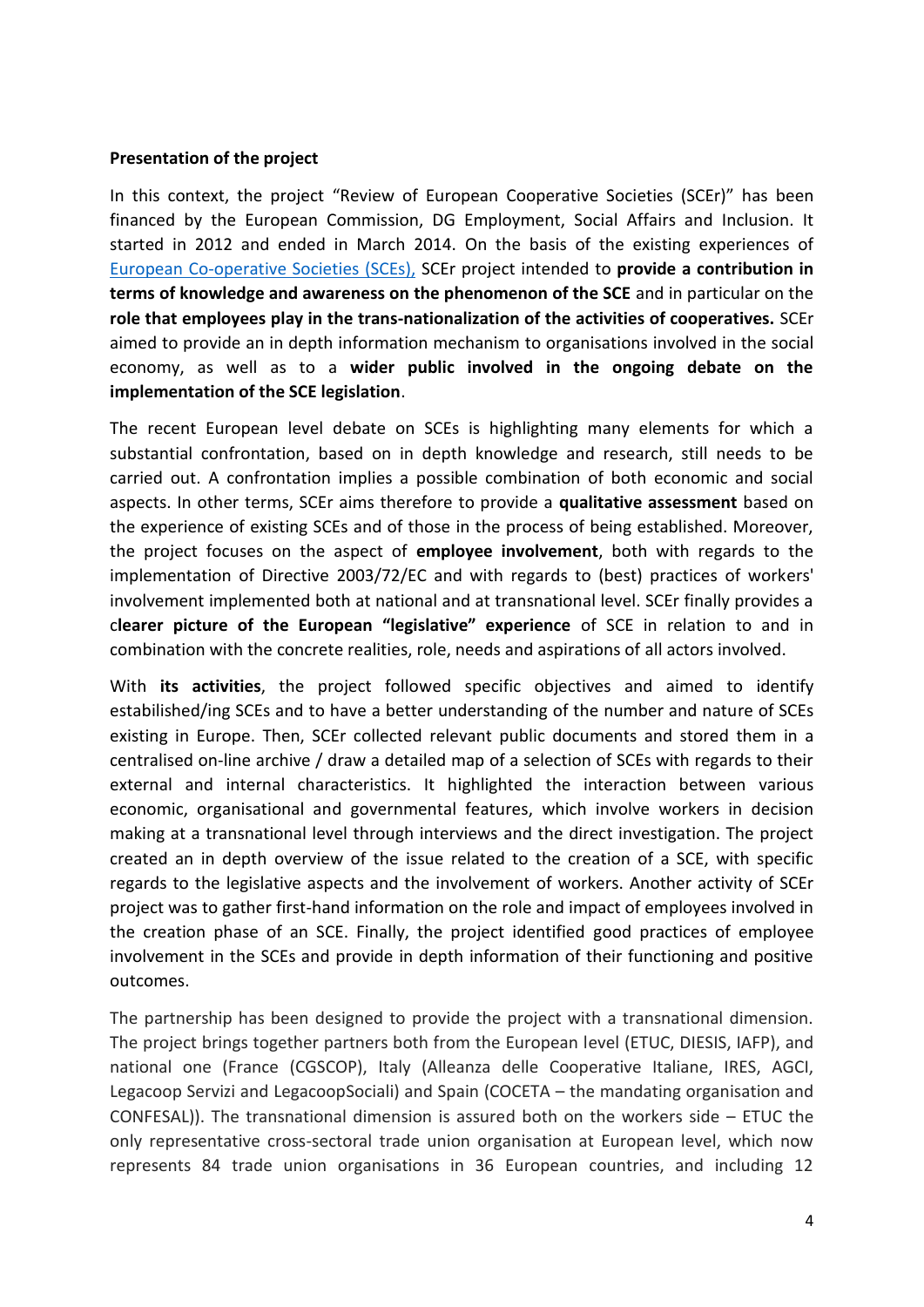**Presentation of the project**

In this context, the project "Review of European Cooperative Societies (SCEr)" has been financed by the European Commission, DG Employment, Social Affairs and Inclusion. It started in 2012 and ended in March 2014. On the basis of the existing experiences of European Co-operative Societies (SCEs), SCEr project intended to **provide a contribution in terms of knowledge and awareness on the phenomenon of the SCE** and in particular on the **role that employees play in the trans-nationalization of the activities of cooperatives.** SCEr aimed to provide an in depth information mechanism to organisations involved in the social economy, as well as to a **wider public involved in the ongoing debate on the implementation of the SCE legislation**.

The recent European level debate on SCEs is highlighting many elements for which a substantial confrontation, based on in depth knowledge and research, still needs to be carried out. A confrontation implies a possible combination of both economic and social aspects. In other terms, SCEr aims therefore to provide a **qualitative assessment** based on the experience of existing SCEs and of those in the process of being established. Moreover, the project focuses on the aspect of **employee involvement**, both with regards to the implementation of Directive 2003/72/EC and with regards to (best) practices of workers' involvement implemented both at national and at transnational level. SCEr finally provides a c**learer picture of the European "legislative" experience** of SCE in relation to and in combination with the concrete realities, role, needs and aspirations of all actors involved.

With **its activities**, the project followed specific objectives and aimed to identify estabilished/ing SCEs and to have a better understanding of the number and nature of SCEs existing in Europe. Then, SCEr collected relevant public documents and stored them in a centralised on-line archive / draw a detailed map of a selection of SCEs with regards to their external and internal characteristics. It highlighted the interaction between various economic, organisational and governmental features, which involve workers in decision making at a transnational level through interviews and the direct investigation. The project created an in depth overview of the issue related to the creation of a SCE, with specific regards to the legislative aspects and the involvement of workers. Another activity of SCEr project was to gather first-hand information on the role and impact of employees involved in the creation phase of an SCE. Finally, the project identified good practices of employee involvement in the SCEs and provide in depth information of their functioning and positive outcomes.

The partnership has been designed to provide the project with a transnational dimension. The project brings together partners both from the European level (ETUC, DIESIS, IAFP), and national one (France (CGSCOP), Italy (Alleanza delle Cooperative Italiane, IRES, AGCI, Legacoop Servizi and LegacoopSociali) and Spain (COCETA – the mandating organisation and CONFESAL)). The transnational dimension is assured both on the workers side – ETUC the only representative cross-sectoral trade union organisation at European level, which now represents 84 trade union organisations in 36 European countries, and including 12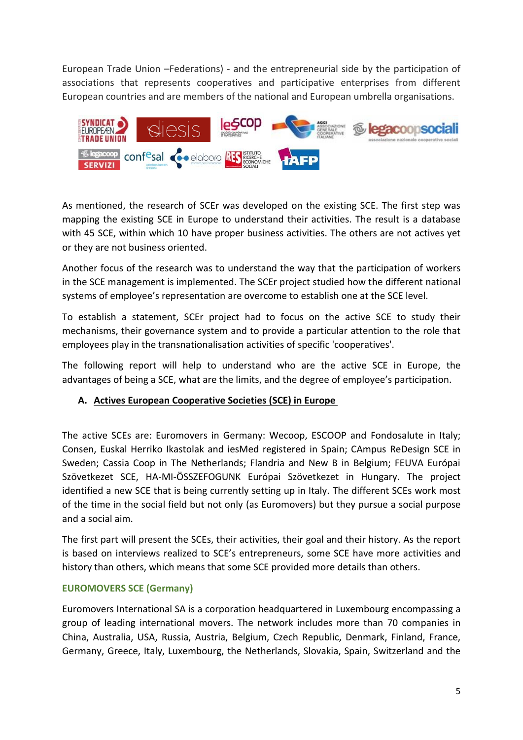European Trade Union –Federations) - and the entrepreneurial side by the participation of associations that represents cooperatives and participative enterprises from different European countries and are members of the national and European umbrella organisations.

As mentioned, the research of SCEr was developed on the existing SCE. The first step was mapping the existing SCE in Europe to understand their activities. The result is a database with 45 SCE, within which 10 have proper business activities. The others are not actives yet or they are not business oriented.

Another focus of the research was to understand the way that the participation of workers in the SCE management is implemented. The SCEr project studied how the different national systems of employee's representation are overcome to establish one at the SCE level.

To establish a statement, SCEr project had to focus on the active SCE to study their mechanisms, their governance system and to provide a particular attention to the role that employees play in the transnationalisation activities of specific 'cooperatives'.

The following report will help to understand who are the active SCE in Europe, the advantages of being a SCE, what are the limits, and the degree of employee's participation.

## A. Actives European Cooperative Societies (SCE) in Europe

The active SCEs are: Euromovers in Germany: Wecoop, ESCOOP and Fondosalute in Italy; Consen, Euskal Herriko Ikastolak and iesMed registered in Spain; CAmpus ReDesign SCE in Sweden; Cassia Coop in The Netherlands; Flandria and New B in Belgium; FEUVA Európai Szövetkezet SCE, HA-MI-ÖSSZEFOGUNK Európai Szövetkezet in Hungary. The project identified a new SCE that is being currently setting up in Italy. The different SCEs work most of the time in the social field but not only (as Euromovers) but they pursue a social purpose and a social aim.

The first part will present the SCEs, their activities, their goal and their history. As the report is based on interviews realized to SCE's entrepreneurs, some SCE have more activities and history than others, which means that some SCE provided more details than others.

### EUROMOVERS SCE (Germany)

Euromovers International SA is a corporation headquartered in Luxembourg encompassing a group of leading international movers. The network includes more than 70 companies in China, Australia, USA, Russia, Austria, Belgium, Czech Republic, Denmark, Finland, France, Germany, Greece, Italy, Luxembourg, the Netherlands, Slovakia, Spain, Switzerland and the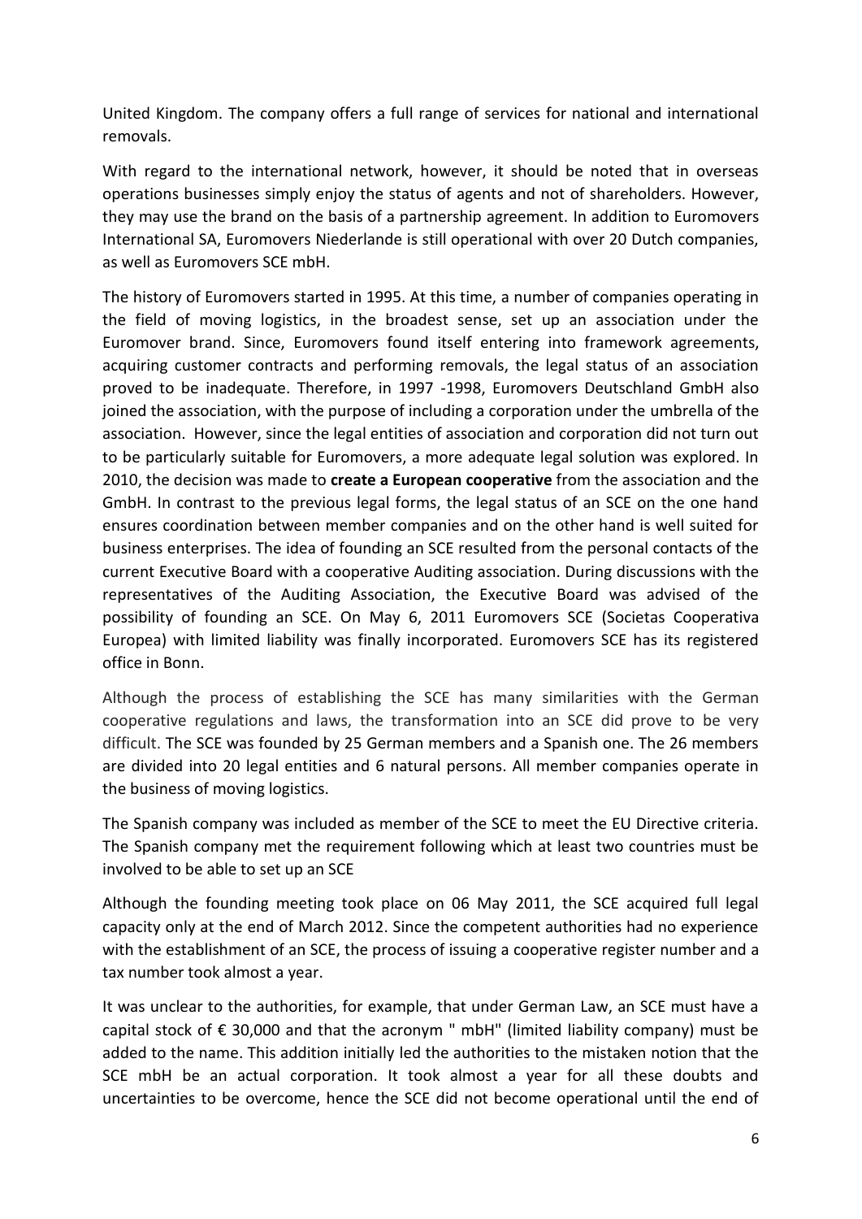United Kingdom. The company offers a full range of services for national and international removals.

With regard to the international network, however, it should be noted that in overseas operations businesses simply enjoy the status of agents and not of shareholders. However, they may use the brand on the basis of a partnership agreement. In addition to Euromovers International SA, Euromovers Niederlande is still operational with over 20 Dutch companies, as well as Euromovers SCE mbH.

The history of Euromovers started in 1995. At this time, a number of companies operating in the field of moving logistics, in the broadest sense, set up an association under the Euromover brand. Since, Euromovers found itself entering into framework agreements, acquiring customer contracts and performing removals, the legal status of an association proved to be inadequate. Therefore, in 1997 -1998, Euromovers Deutschland GmbH also joined the association, with the purpose of including a corporation under the umbrella of the association. However, since the legal entities of association and corporation did not turn out to be particularly suitable for Euromovers, a more adequate legal solution was explored. In 2010, the decision was made to **create a European cooperative** from the association and the GmbH. In contrast to the previous legal forms, the legal status of an SCE on the one hand ensures coordination between member companies and on the other hand is well suited for business enterprises. The idea of founding an SCE resulted from the personal contacts of the current Executive Board with a cooperative Auditing association. During discussions with the representatives of the Auditing Association, the Executive Board was advised of the possibility of founding an SCE. On May 6, 2011 Euromovers SCE (Societas Cooperativa Europea) with limited liability was finally incorporated. Euromovers SCE has its registered office in Bonn.

Although the process of establishing the SCE has many similarities with the German cooperative regulations and laws, the transformation into an SCE did prove to be very difficult. The SCE was founded by 25 German members and a Spanish one. The 26 members are divided into 20 legal entities and 6 natural persons. All member companies operate in the business of moving logistics.

The Spanish company was included as member of the SCE to meet the EU Directive criteria. The Spanish company met the requirement following which at least two countries must be involved to be able to set up an SCE

Although the founding meeting took place on 06 May 2011, the SCE acquired full legal capacity only at the end of March 2012. Since the competent authorities had no experience with the establishment of an SCE, the process of issuing a cooperative register number and a tax number took almost a year.

It was unclear to the authorities, for example, that under German Law, an SCE must have a capital stock of € 30,000 and that the acronym " mbH" (limited liability company) must be added to the name. This addition initially led the authorities to the mistaken notion that the SCE mbH be an actual corporation. It took almost a year for all these doubts and uncertainties to be overcome, hence the SCE did not become operational until the end of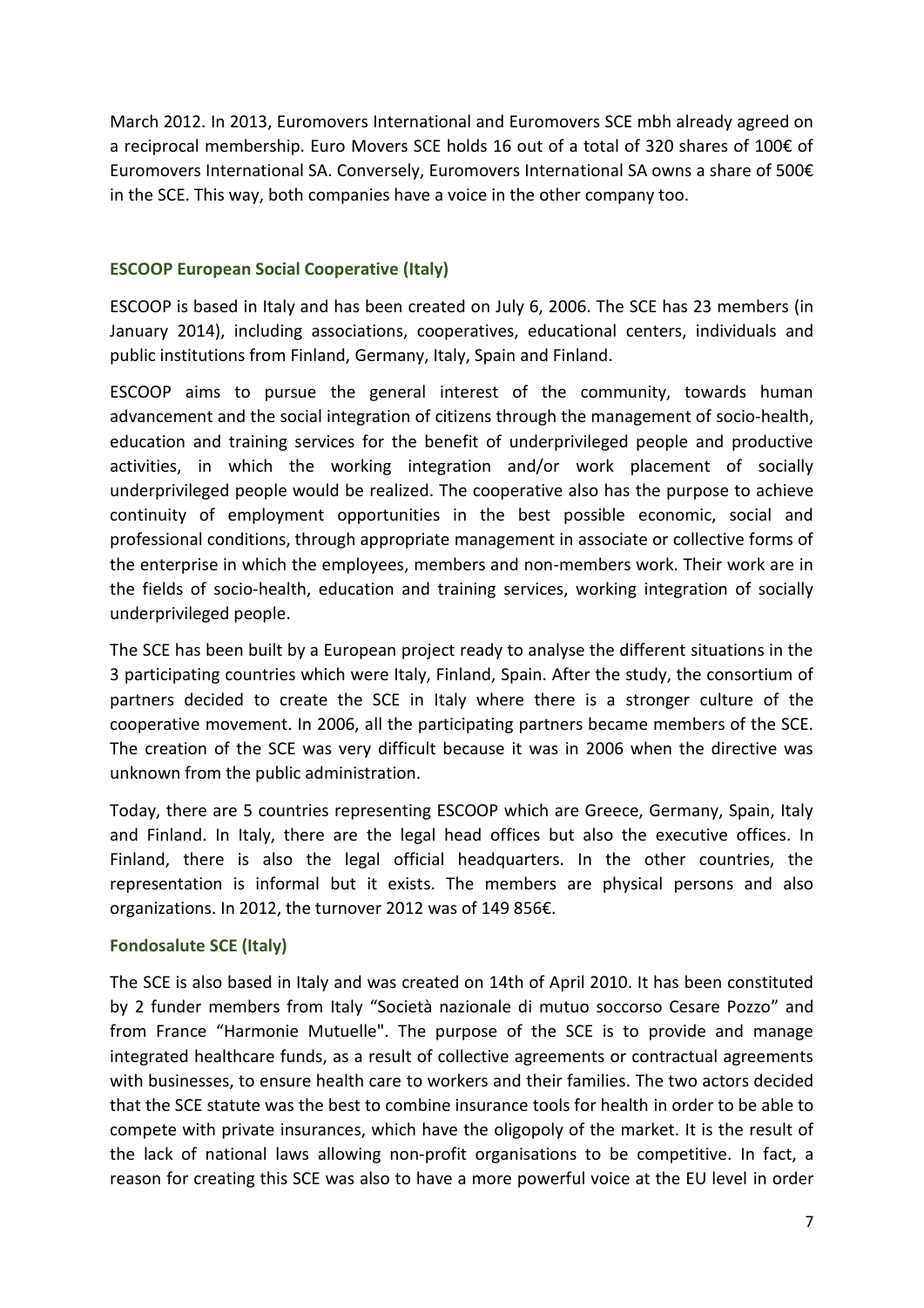March 2012. In 2013, Euromovers International and Euromovers SCE mbh already agreed on a reciprocal membership. Euro Movers SCE holds 16 out of a total of 320 shares of 100€ of Euromovers International SA. Conversely, Euromovers International SA owns a share of 500€ in the SCE. This way, both companies have a voice in the other company too.

### ESCOOP European Social Cooperative (Italy)

ESCOOP is based in Italy and has been created on July 6, 2006. The SCE has 23 members (in January 2014), including associations, cooperatives, educational centers, individuals and public institutions from Finland, Germany, Italy, Spain and Finland.

ESCOOP aims to pursue the general interest of the community, towards human advancement and the social integration of citizens through the management of socio-health, education and training services for the benefit of underprivileged people and productive activities, in which the working integration and/or work placement of socially underprivileged people would be realized. The cooperative also has the purpose to achieve continuity of employment opportunities in the best possible economic, social and professional conditions, through appropriate management in associate or collective forms of the enterprise in which the employees, members and non-members work. Their work are in the fields of socio-health, education and training services, working integration of socially underprivileged people.

The SCE has been built by a European project ready to analyse the different situations in the 3 participating countries which were Italy, Finland, Spain. After the study, the consortium of partners decided to create the SCE in Italy where there is a stronger culture of the cooperative movement. In 2006, all the participating partners became members of the SCE. The creation of the SCE was very difficult because it was in 2006 when the directive was unknown from the public administration.

Today, there are 5 countries representing ESCOOP which are Greece, Germany, Spain, Italy and Finland. In Italy, there are the legal head offices but also the executive offices. In Finland, there is also the legal official headquarters. In the other countries, the representation is informal but it exists. The members are physical persons and also organizations. In 2012, the turnover 2012 was of 149 856€.

### Fondosalute SCE (Italy)

The SCE is also based in Italy and was created on 14th of April 2010. It has been constituted by 2 funder members from Italy "Società nazionale di mutuo soccorso Cesare Pozzo" and from France "Harmonie Mutuelle". The purpose of the SCE is to provide and manage integrated healthcare funds, as a result of collective agreements or contractual agreements with businesses, to ensure health care to workers and their families. The two actors decided that the SCE statute was the best to combine insurance tools for health in order to be able to compete with private insurances, which have the oligopoly of the market. It is the result of the lack of national laws allowing non-profit organisations to be competitive. In fact, a reason for creating this SCE was also to have a more powerful voice at the EU level in order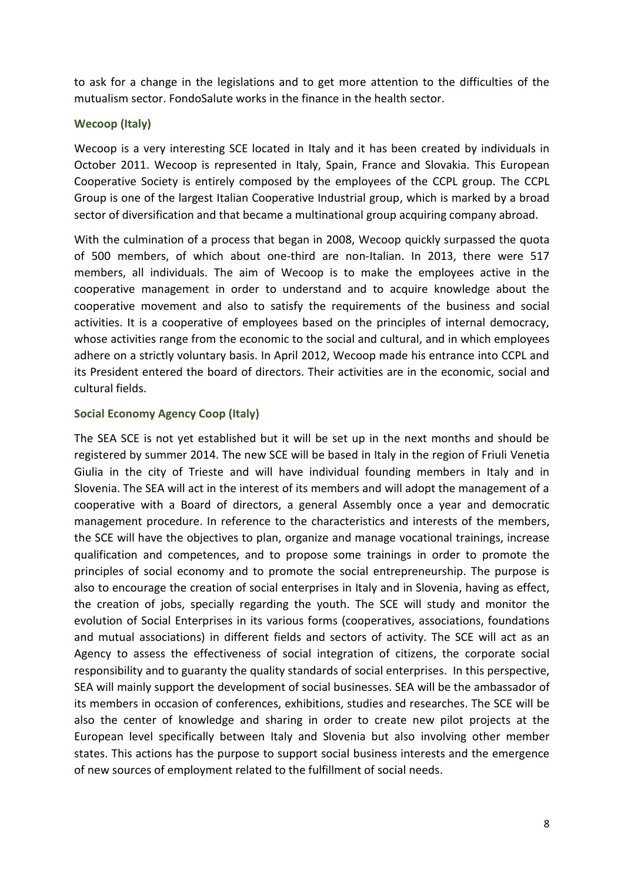to ask for a change in the legislations and to get more attention to the difficulties of the mutualism sector. FondoSalute works in the finance in the health sector.

### Wecoop (Italy)

Wecoop is a very interesting SCE located in Italy and it has been created by individuals in October 2011. Wecoop is represented in Italy, Spain, France and Slovakia. This European Cooperative Society is entirely composed by the employees of the CCPL group. The CCPL Group is one of the largest Italian Cooperative Industrial group, which is marked by a broad sector of diversification and that became a multinational group acquiring company abroad.

With the culmination of a process that began in 2008, Wecoop quickly surpassed the quota of 500 members, of which about one-third are non-Italian. In 2013, there were 517 members, all individuals. The aim of Wecoop is to make the employees active in the cooperative management in order to understand and to acquire knowledge about the cooperative movement and also to satisfy the requirements of the business and social activities. It is a cooperative of employees based on the principles of internal democracy, whose activities range from the economic to the social and cultural, and in which employees adhere on a strictly voluntary basis. In April 2012, Wecoop made his entrance into CCPL and its President entered the board of directors. Their activities are in the economic, social and cultural fields.

### Social Economy Agency Coop (Italy)

The SEA SCE is not yet established but it will be set up in the next months and should be registered by summer 2014. The new SCE will be based in Italy in the region of Friuli Venetia Giulia in the city of Trieste and will have individual founding members in Italy and in Slovenia. The SEA will act in the interest of its members and will adopt the management of a cooperative with a Board of directors, a general Assembly once a year and democratic management procedure. In reference to the characteristics and interests of the members, the SCE will have the objectives to plan, organize and manage vocational trainings, increase qualification and competences, and to propose some trainings in order to promote the principles of social economy and to promote the social entrepreneurship. The purpose is also to encourage the creation of social enterprises in Italy and in Slovenia, having as effect, the creation of jobs, specially regarding the youth. The SCE will study and monitor the evolution of Social Enterprises in its various forms (cooperatives, associations, foundations and mutual associations) in different fields and sectors of activity. The SCE will act as an Agency to assess the effectiveness of social integration of citizens, the corporate social responsibility and to guaranty the quality standards of social enterprises. In this perspective, SEA will mainly support the development of social businesses. SEA will be the ambassador of its members in occasion of conferences, exhibitions, studies and researches. The SCE will be also the center of knowledge and sharing in order to create new pilot projects at the European level specifically between Italy and Slovenia but also involving other member states. This actions has the purpose to support social business interests and the emergence of new sources of employment related to the fulfillment of social needs.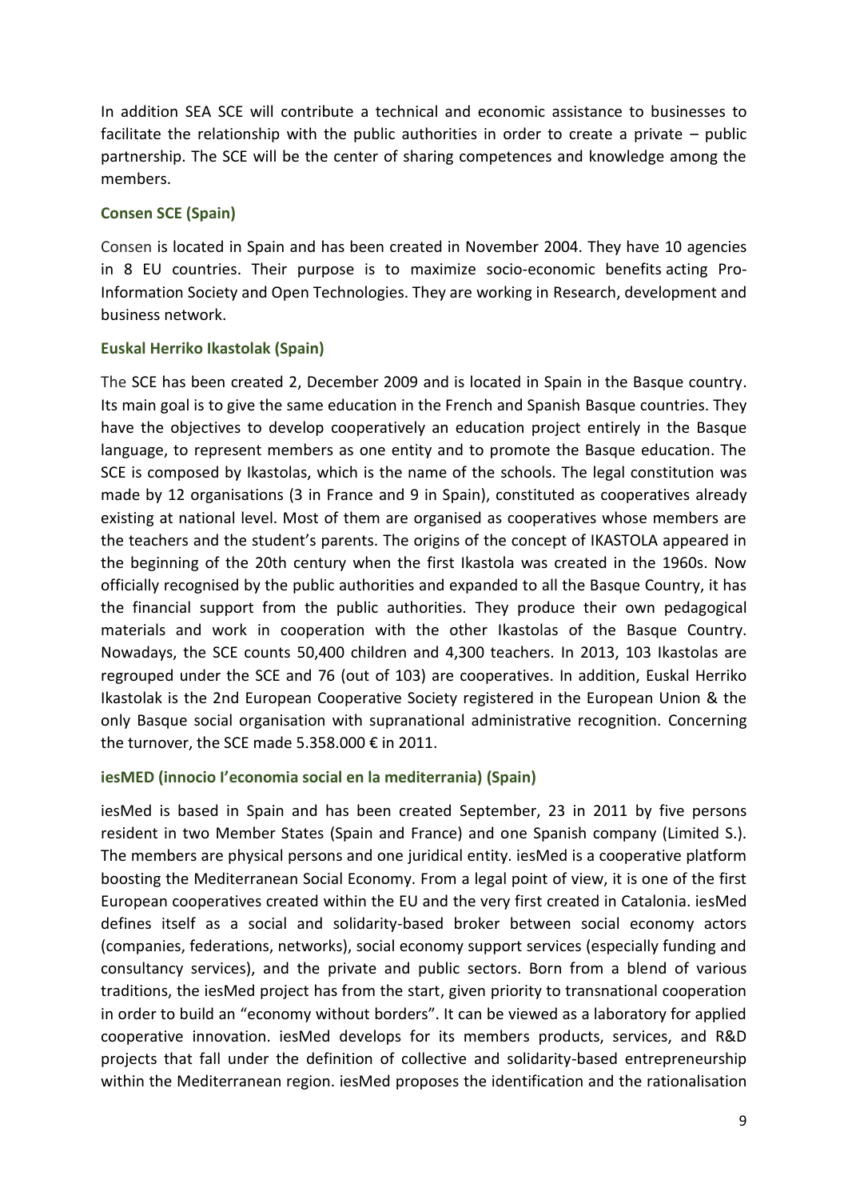In addition SEA SCE will contribute a technical and economic assistance to businesses to facilitate the relationship with the public authorities in order to create a private – public partnership. The SCE will be the center of sharing competences and knowledge among the members.

### Consen SCE (Spain)

Consen is located in Spain and has been created in November 2004. They have 10 agencies in 8 EU countries. Their purpose is to maximize socio-economic benefits acting Pro-Information Society and Open Technologies. They are working in Research, development and business network.

### Euskal Herriko Ikastolak (Spain)

The SCE has been created 2, December 2009 and is located in Spain in the Basque country. Its main goal is to give the same education in the French and Spanish Basque countries. They have the objectives to develop cooperatively an education project entirely in the Basque language, to represent members as one entity and to promote the Basque education. The SCE is composed by Ikastolas, which is the name of the schools. The legal constitution was made by 12 organisations (3 in France and 9 in Spain), constituted as cooperatives already existing at national level. Most of them are organised as cooperatives whose members are the teachers and the student's parents. The origins of the concept of IKASTOLA appeared in the beginning of the 20th century when the first Ikastola was created in the 1960s. Now officially recognised by the public authorities and expanded to all the Basque Country, it has the financial support from the public authorities. They produce their own pedagogical materials and work in cooperation with the other Ikastolas of the Basque Country. Nowadays, the SCE counts 50,400 children and 4,300 teachers. In 2013, 103 Ikastolas are regrouped under the SCE and 76 (out of 103) are cooperatives. In addition, Euskal Herriko Ikastolak is the 2nd European Cooperative Society registered in the European Union & the only Basque social organisation with supranational administrative recognition. Concerning the turnover, the SCE made 5.358.000 € in 2011.

### iesMED (innocio l'economia social en la mediterrania) (Spain)

iesMed is based in Spain and has been created September, 23 in 2011 by five persons resident in two Member States (Spain and France) and one Spanish company (Limited S.). The members are physical persons and one juridical entity. iesMed is a cooperative platform boosting the Mediterranean Social Economy. From a legal point of view, it is one of the first European cooperatives created within the EU and the very first created in Catalonia. iesMed defines itself as a social and solidarity-based broker between social economy actors (companies, federations, networks), social economy support services (especially funding and consultancy services), and the private and public sectors. Born from a blend of various traditions, the iesMed project has from the start, given priority to transnational cooperation in order to build an "economy without borders". It can be viewed as a laboratory for applied cooperative innovation. iesMed develops for its members products, services, and R&D projects that fall under the definition of collective and solidarity-based entrepreneurship within the Mediterranean region. iesMed proposes the identification and the rationalisation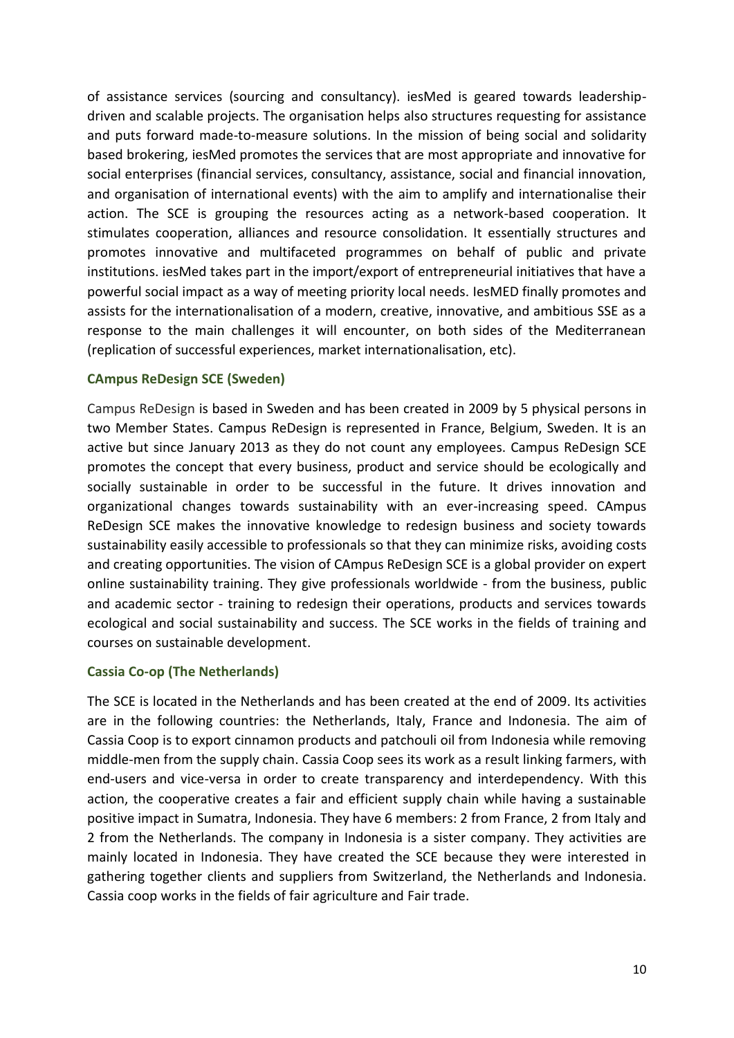of assistance services (sourcing and consultancy). iesMed is geared towards leadership-driven and scalable projects. The organisation helps also structures requesting for assistance and puts forward made-to-measure solutions. In the mission of being social and solidarity based brokering, iesMed promotes the services that are most appropriate and innovative for social enterprises (financial services, consultancy, assistance, social and financial innovation, and organisation of international events) with the aim to amplify and internationalise their action. The SCE is grouping the resources acting as a network-based cooperation. It stimulates cooperation, alliances and resource consolidation. It essentially structures and promotes innovative and multifaceted programmes on behalf of public and private institutions. iesMed takes part in the import/export of entrepreneurial initiatives that have a powerful social impact as a way of meeting priority local needs. IesMED finally promotes and assists for the internationalisation of a modern, creative, innovative, and ambitious SSE as a response to the main challenges it will encounter, on both sides of the Mediterranean (replication of successful experiences, market internationalisation, etc).

### CAmpus ReDesign SCE (Sweden)

Campus ReDesign is based in Sweden and has been created in 2009 by 5 physical persons in two Member States. Campus ReDesign is represented in France, Belgium, Sweden. It is an active but since January 2013 as they do not count any employees. Campus ReDesign SCE promotes the concept that every business, product and service should be ecologically and socially sustainable in order to be successful in the future. It drives innovation and organizational changes towards sustainability with an ever-increasing speed. CAmpus ReDesign SCE makes the innovative knowledge to redesign business and society towards sustainability easily accessible to professionals so that they can minimize risks, avoiding costs and creating opportunities. The vision of CAmpus ReDesign SCE is a global provider on expert online sustainability training. They give professionals worldwide - from the business, public and academic sector - training to redesign their operations, products and services towards ecological and social sustainability and success. The SCE works in the fields of training and courses on sustainable development.

### Cassia Co-op (The Netherlands)

The SCE is located in the Netherlands and has been created at the end of 2009. Its activities are in the following countries: the Netherlands, Italy, France and Indonesia. The aim of Cassia Coop is to export cinnamon products and patchouli oil from Indonesia while removing middle-men from the supply chain. Cassia Coop sees its work as a result linking farmers, with end-users and vice-versa in order to create transparency and interdependency. With this action, the cooperative creates a fair and efficient supply chain while having a sustainable positive impact in Sumatra, Indonesia. They have 6 members: 2 from France, 2 from Italy and 2 from the Netherlands. The company in Indonesia is a sister company. They activities are mainly located in Indonesia. They have created the SCE because they were interested in gathering together clients and suppliers from Switzerland, the Netherlands and Indonesia. Cassia coop works in the fields of fair agriculture and Fair trade.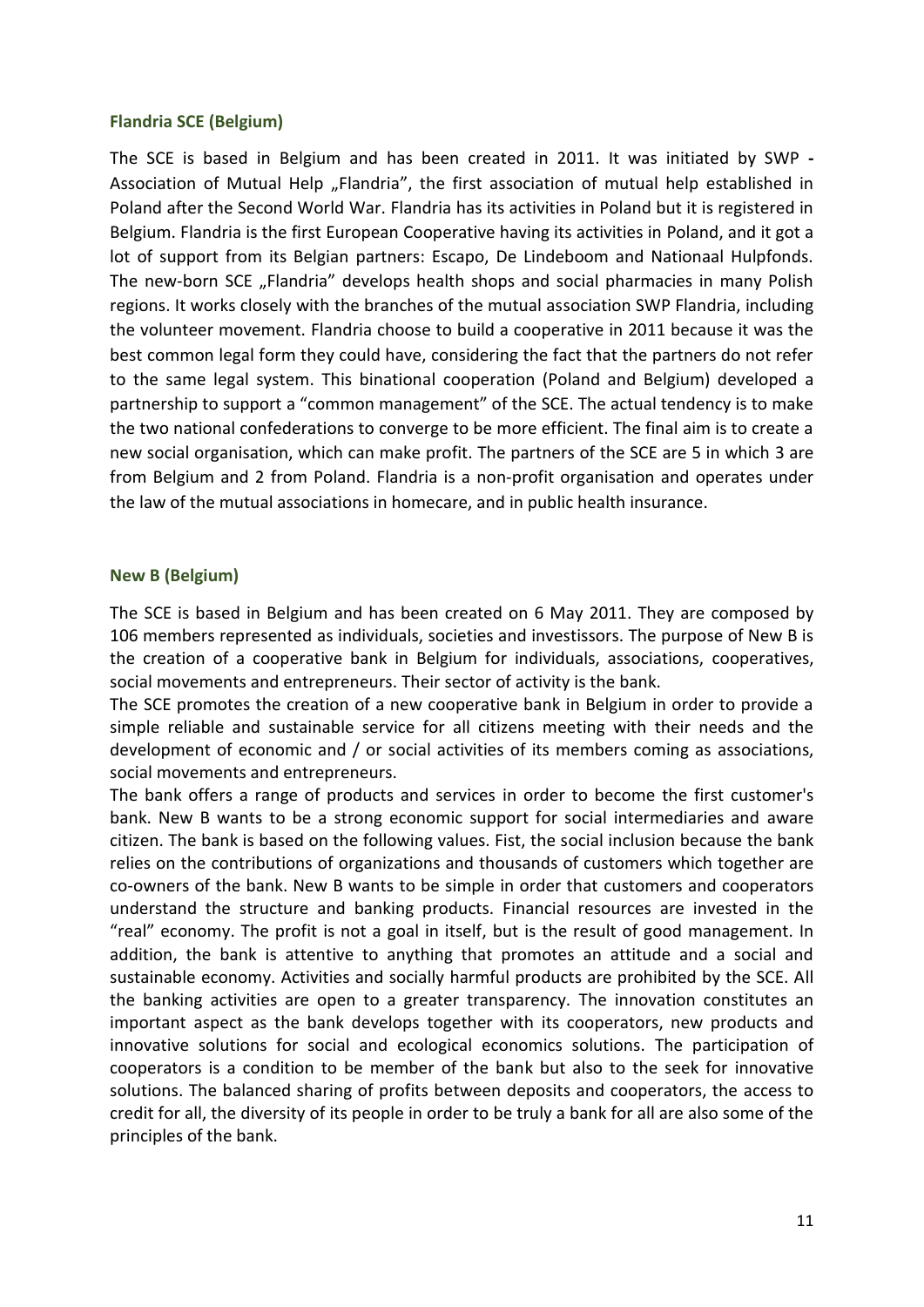### Flandria SCE (Belgium)

The SCE is based in Belgium and has been created in 2011. It was initiated by SWP - Association of Mutual Help „Flandria", the first association of mutual help established in Poland after the Second World War. Flandria has its activities in Poland but it is registered in Belgium. Flandria is the first European Cooperative having its activities in Poland, and it got a lot of support from its Belgian partners: Escapo, De Lindeboom and Nationaal Hulpfonds. The new-born SCE „Flandria" develops health shops and social pharmacies in many Polish regions. It works closely with the branches of the mutual association SWP Flandria, including the volunteer movement. Flandria choose to build a cooperative in 2011 because it was the best common legal form they could have, considering the fact that the partners do not refer to the same legal system. This binational cooperation (Poland and Belgium) developed a partnership to support a "common management" of the SCE. The actual tendency is to make the two national confederations to converge to be more efficient. The final aim is to create a new social organisation, which can make profit. The partners of the SCE are 5 in which 3 are from Belgium and 2 from Poland. Flandria is a non-profit organisation and operates under the law of the mutual associations in homecare, and in public health insurance.

### New B (Belgium)

The SCE is based in Belgium and has been created on 6 May 2011. They are composed by 106 members represented as individuals, societies and investissors. The purpose of New B is the creation of a cooperative bank in Belgium for individuals, associations, cooperatives, social movements and entrepreneurs. Their sector of activity is the bank.

The SCE promotes the creation of a new cooperative bank in Belgium in order to provide a simple reliable and sustainable service for all citizens meeting with their needs and the development of economic and / or social activities of its members coming as associations, social movements and entrepreneurs.

The bank offers a range of products and services in order to become the first customer's bank. New B wants to be a strong economic support for social intermediaries and aware citizen. The bank is based on the following values. Fist, the social inclusion because the bank relies on the contributions of organizations and thousands of customers which together are co-owners of the bank. New B wants to be simple in order that customers and cooperators understand the structure and banking products. Financial resources are invested in the "real" economy. The profit is not a goal in itself, but is the result of good management. In addition, the bank is attentive to anything that promotes an attitude and a social and sustainable economy. Activities and socially harmful products are prohibited by the SCE. All the banking activities are open to a greater transparency. The innovation constitutes an important aspect as the bank develops together with its cooperators, new products and innovative solutions for social and ecological economics solutions. The participation of cooperators is a condition to be member of the bank but also to the seek for innovative solutions. The balanced sharing of profits between deposits and cooperators, the access to credit for all, the diversity of its people in order to be truly a bank for all are also some of the principles of the bank.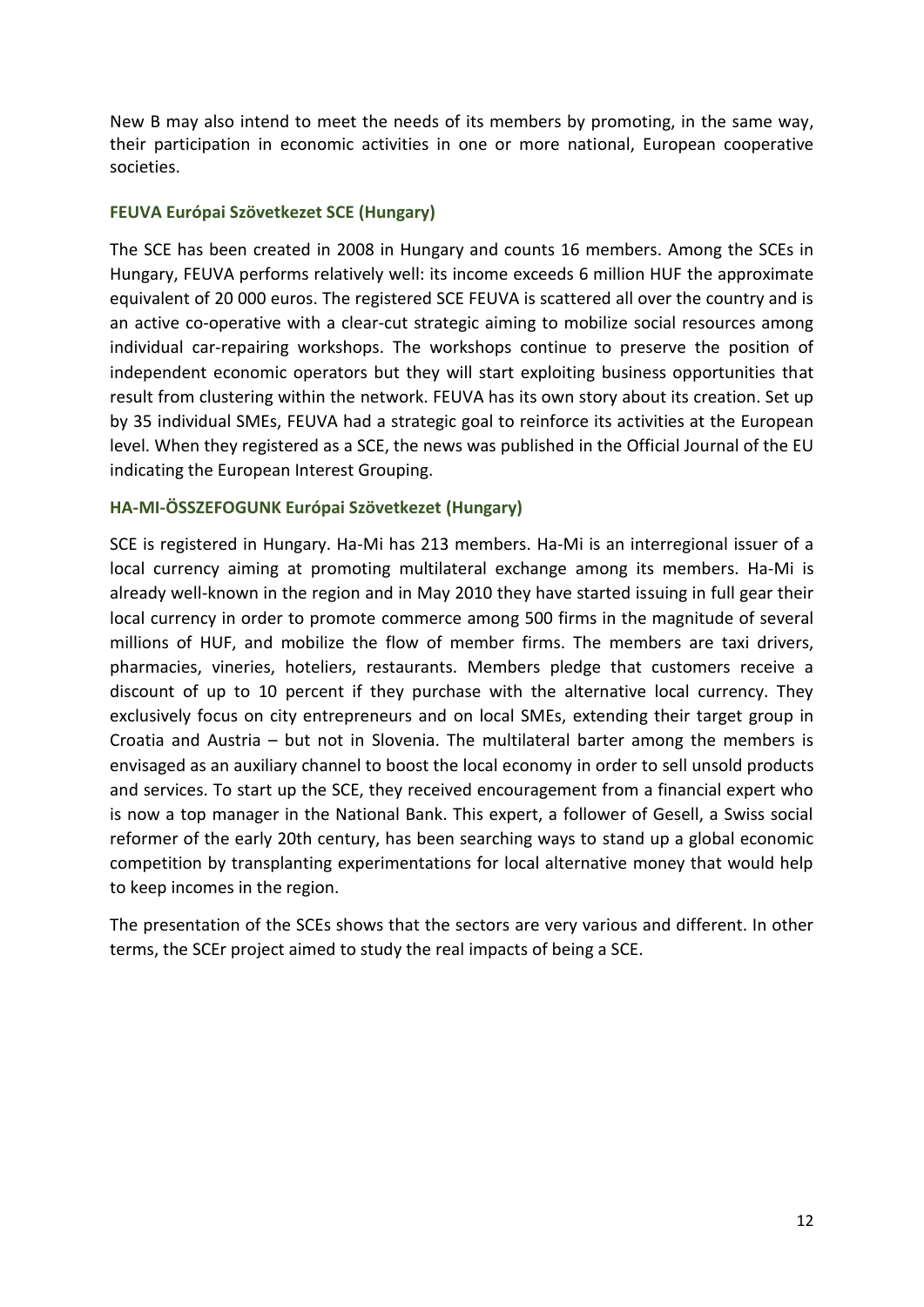New B may also intend to meet the needs of its members by promoting, in the same way, their participation in economic activities in one or more national, European cooperative societies.

### FEUVA Európai Szövetkezet SCE (Hungary)

The SCE has been created in 2008 in Hungary and counts 16 members. Among the SCEs in Hungary, FEUVA performs relatively well: its income exceeds 6 million HUF the approximate equivalent of 20 000 euros. The registered SCE FEUVA is scattered all over the country and is an active co-operative with a clear-cut strategic aiming to mobilize social resources among individual car-repairing workshops. The workshops continue to preserve the position of independent economic operators but they will start exploiting business opportunities that result from clustering within the network. FEUVA has its own story about its creation. Set up by 35 individual SMEs, FEUVA had a strategic goal to reinforce its activities at the European level. When they registered as a SCE, the news was published in the Official Journal of the EU indicating the European Interest Grouping.

### HA-MI-ÖSSZEFOGUNK Európai Szövetkezet (Hungary)

SCE is registered in Hungary. Ha-Mi has 213 members. Ha-Mi is an interregional issuer of a local currency aiming at promoting multilateral exchange among its members. Ha-Mi is already well-known in the region and in May 2010 they have started issuing in full gear their local currency in order to promote commerce among 500 firms in the magnitude of several millions of HUF, and mobilize the flow of member firms. The members are taxi drivers, pharmacies, vineries, hoteliers, restaurants. Members pledge that customers receive a discount of up to 10 percent if they purchase with the alternative local currency. They exclusively focus on city entrepreneurs and on local SMEs, extending their target group in Croatia and Austria – but not in Slovenia. The multilateral barter among the members is envisaged as an auxiliary channel to boost the local economy in order to sell unsold products and services. To start up the SCE, they received encouragement from a financial expert who is now a top manager in the National Bank. This expert, a follower of Gesell, a Swiss social reformer of the early 20th century, has been searching ways to stand up a global economic competition by transplanting experimentations for local alternative money that would help to keep incomes in the region.

The presentation of the SCEs shows that the sectors are very various and different. In other terms, the SCEr project aimed to study the real impacts of being a SCE.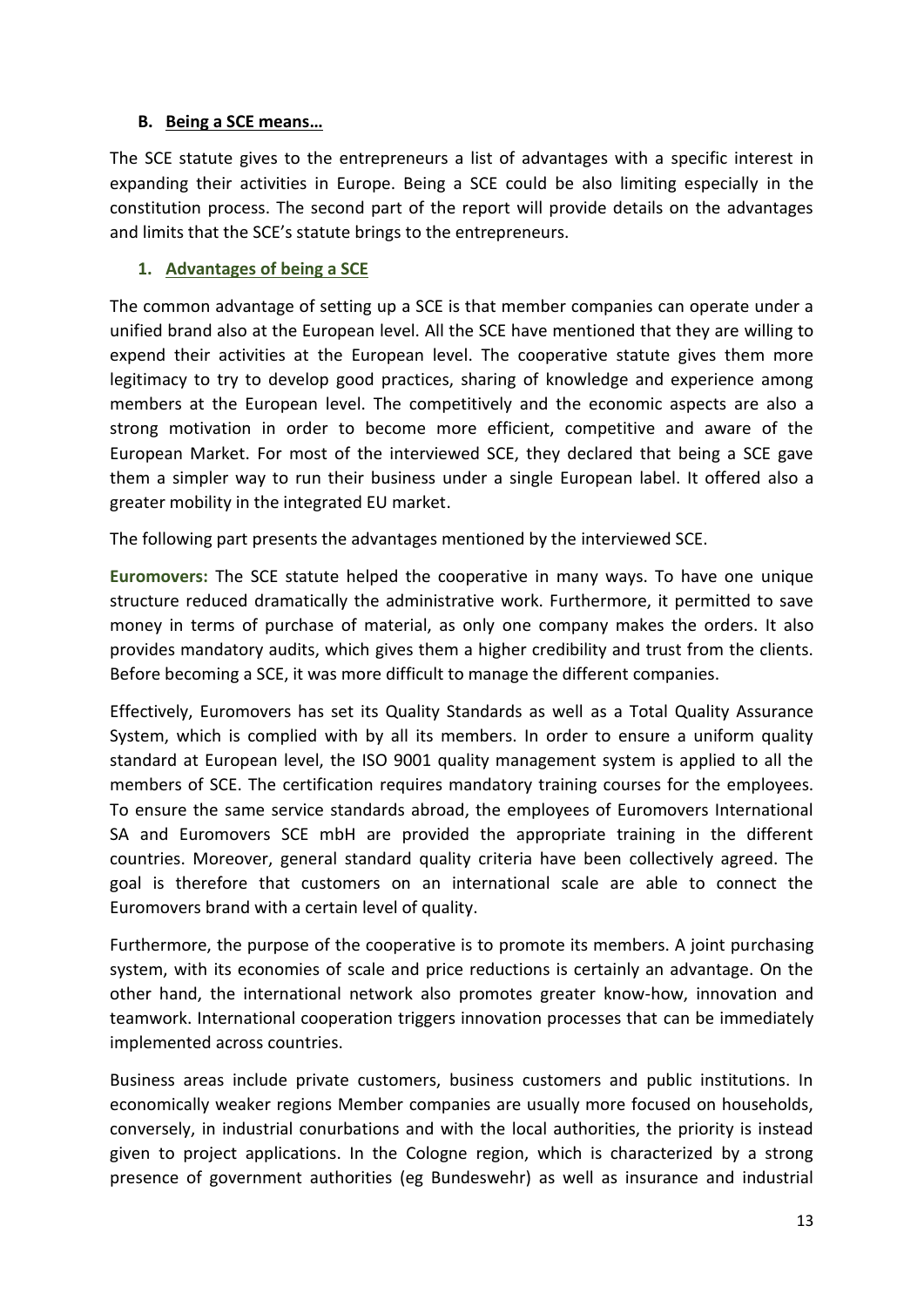## B. Being a SCE means…

The SCE statute gives to the entrepreneurs a list of advantages with a specific interest in expanding their activities in Europe. Being a SCE could be also limiting especially in the constitution process. The second part of the report will provide details on the advantages and limits that the SCE's statute brings to the entrepreneurs.

### 1. Advantages of being a SCE

The common advantage of setting up a SCE is that member companies can operate under a unified brand also at the European level. All the SCE have mentioned that they are willing to expend their activities at the European level. The cooperative statute gives them more legitimacy to try to develop good practices, sharing of knowledge and experience among members at the European level. The competitively and the economic aspects are also a strong motivation in order to become more efficient, competitive and aware of the European Market. For most of the interviewed SCE, they declared that being a SCE gave them a simpler way to run their business under a single European label. It offered also a greater mobility in the integrated EU market.

The following part presents the advantages mentioned by the interviewed SCE.

**Euromovers:** The SCE statute helped the cooperative in many ways. To have one unique structure reduced dramatically the administrative work. Furthermore, it permitted to save money in terms of purchase of material, as only one company makes the orders. It also provides mandatory audits, which gives them a higher credibility and trust from the clients. Before becoming a SCE, it was more difficult to manage the different companies.

Effectively, Euromovers has set its Quality Standards as well as a Total Quality Assurance System, which is complied with by all its members. In order to ensure a uniform quality standard at European level, the ISO 9001 quality management system is applied to all the members of SCE. The certification requires mandatory training courses for the employees. To ensure the same service standards abroad, the employees of Euromovers International SA and Euromovers SCE mbH are provided the appropriate training in the different countries. Moreover, general standard quality criteria have been collectively agreed. The goal is therefore that customers on an international scale are able to connect the Euromovers brand with a certain level of quality.

Furthermore, the purpose of the cooperative is to promote its members. A joint purchasing system, with its economies of scale and price reductions is certainly an advantage. On the other hand, the international network also promotes greater know-how, innovation and teamwork. International cooperation triggers innovation processes that can be immediately implemented across countries.

Business areas include private customers, business customers and public institutions. In economically weaker regions Member companies are usually more focused on households, conversely, in industrial conurbations and with the local authorities, the priority is instead given to project applications. In the Cologne region, which is characterized by a strong presence of government authorities (eg Bundeswehr) as well as insurance and industrial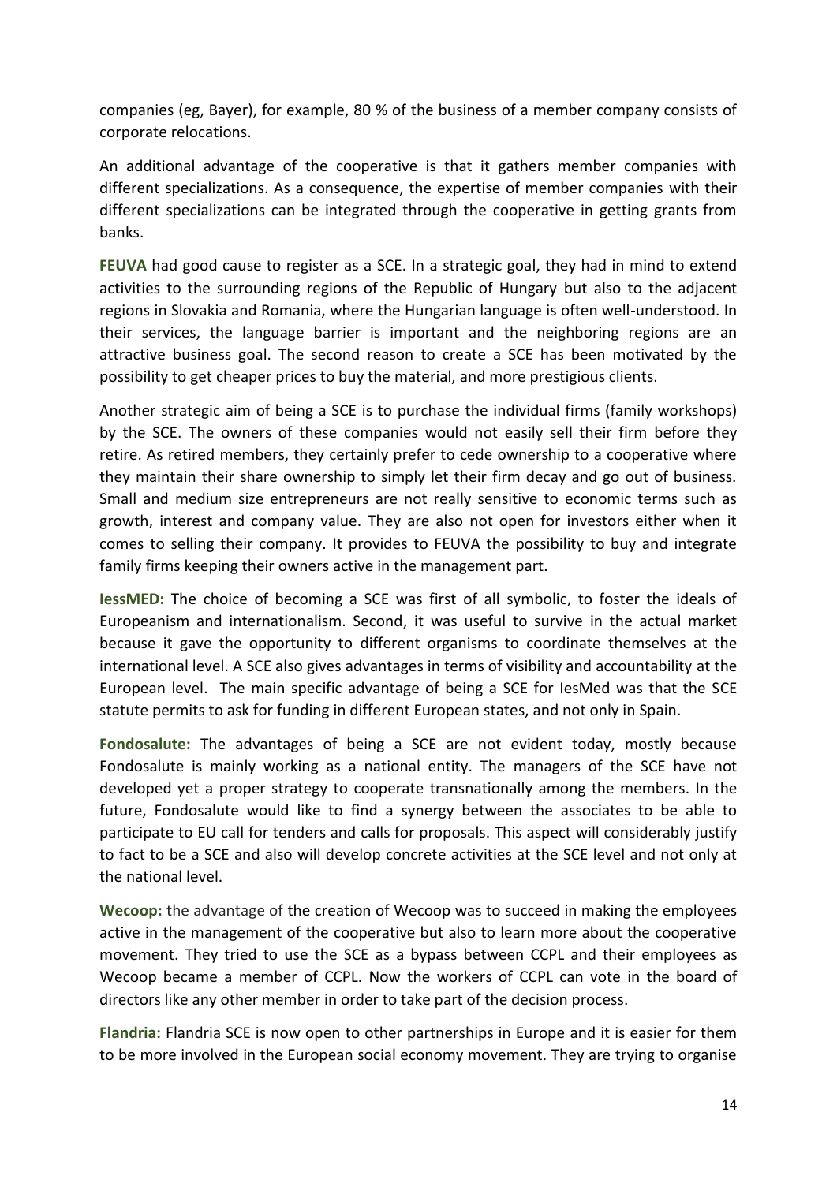companies (eg, Bayer), for example, 80 % of the business of a member company consists of corporate relocations.

An additional advantage of the cooperative is that it gathers member companies with different specializations. As a consequence, the expertise of member companies with their different specializations can be integrated through the cooperative in getting grants from banks.

**FEUVA** had good cause to register as a SCE. In a strategic goal, they had in mind to extend activities to the surrounding regions of the Republic of Hungary but also to the adjacent regions in Slovakia and Romania, where the Hungarian language is often well-understood. In their services, the language barrier is important and the neighboring regions are an attractive business goal. The second reason to create a SCE has been motivated by the possibility to get cheaper prices to buy the material, and more prestigious clients.

Another strategic aim of being a SCE is to purchase the individual firms (family workshops) by the SCE. The owners of these companies would not easily sell their firm before they retire. As retired members, they certainly prefer to cede ownership to a cooperative where they maintain their share ownership to simply let their firm decay and go out of business. Small and medium size entrepreneurs are not really sensitive to economic terms such as growth, interest and company value. They are also not open for investors either when it comes to selling their company. It provides to FEUVA the possibility to buy and integrate family firms keeping their owners active in the management part.

**IessMED:** The choice of becoming a SCE was first of all symbolic, to foster the ideals of Europeanism and internationalism. Second, it was useful to survive in the actual market because it gave the opportunity to different organisms to coordinate themselves at the international level. A SCE also gives advantages in terms of visibility and accountability at the European level. The main specific advantage of being a SCE for IesMed was that the SCE statute permits to ask for funding in different European states, and not only in Spain.

**Fondosalute:** The advantages of being a SCE are not evident today, mostly because Fondosalute is mainly working as a national entity. The managers of the SCE have not developed yet a proper strategy to cooperate transnationally among the members. In the future, Fondosalute would like to find a synergy between the associates to be able to participate to EU call for tenders and calls for proposals. This aspect will considerably justify to fact to be a SCE and also will develop concrete activities at the SCE level and not only at the national level.

**Wecoop:** the advantage of the creation of Wecoop was to succeed in making the employees active in the management of the cooperative but also to learn more about the cooperative movement. They tried to use the SCE as a bypass between CCPL and their employees as Wecoop became a member of CCPL. Now the workers of CCPL can vote in the board of directors like any other member in order to take part of the decision process.

**Flandria:** Flandria SCE is now open to other partnerships in Europe and it is easier for them to be more involved in the European social economy movement. They are trying to organise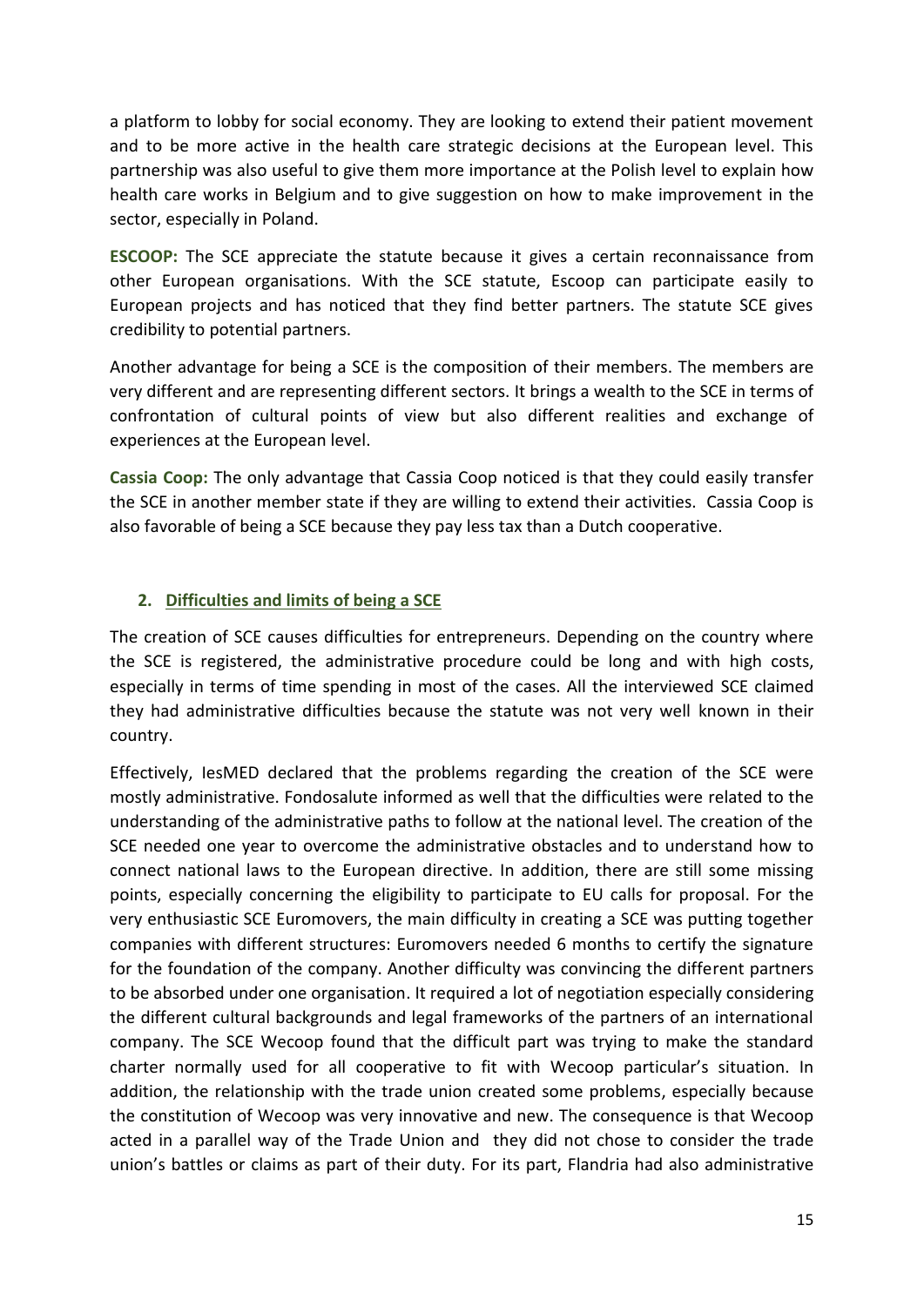a platform to lobby for social economy. They are looking to extend their patient movement and to be more active in the health care strategic decisions at the European level. This partnership was also useful to give them more importance at the Polish level to explain how health care works in Belgium and to give suggestion on how to make improvement in the sector, especially in Poland.

**ESCOOP:** The SCE appreciate the statute because it gives a certain reconnaissance from other European organisations. With the SCE statute, Escoop can participate easily to European projects and has noticed that they find better partners. The statute SCE gives credibility to potential partners.

Another advantage for being a SCE is the composition of their members. The members are very different and are representing different sectors. It brings a wealth to the SCE in terms of confrontation of cultural points of view but also different realities and exchange of experiences at the European level.

**Cassia Coop:** The only advantage that Cassia Coop noticed is that they could easily transfer the SCE in another member state if they are willing to extend their activities. Cassia Coop is also favorable of being a SCE because they pay less tax than a Dutch cooperative.

## 2. Difficulties and limits of being a SCE

The creation of SCE causes difficulties for entrepreneurs. Depending on the country where the SCE is registered, the administrative procedure could be long and with high costs, especially in terms of time spending in most of the cases. All the interviewed SCE claimed they had administrative difficulties because the statute was not very well known in their country.

Effectively, IesMED declared that the problems regarding the creation of the SCE were mostly administrative. Fondosalute informed as well that the difficulties were related to the understanding of the administrative paths to follow at the national level. The creation of the SCE needed one year to overcome the administrative obstacles and to understand how to connect national laws to the European directive. In addition, there are still some missing points, especially concerning the eligibility to participate to EU calls for proposal. For the very enthusiastic SCE Euromovers, the main difficulty in creating a SCE was putting together companies with different structures: Euromovers needed 6 months to certify the signature for the foundation of the company. Another difficulty was convincing the different partners to be absorbed under one organisation. It required a lot of negotiation especially considering the different cultural backgrounds and legal frameworks of the partners of an international company. The SCE Wecoop found that the difficult part was trying to make the standard charter normally used for all cooperative to fit with Wecoop particular's situation. In addition, the relationship with the trade union created some problems, especially because the constitution of Wecoop was very innovative and new. The consequence is that Wecoop acted in a parallel way of the Trade Union and they did not chose to consider the trade union's battles or claims as part of their duty. For its part, Flandria had also administrative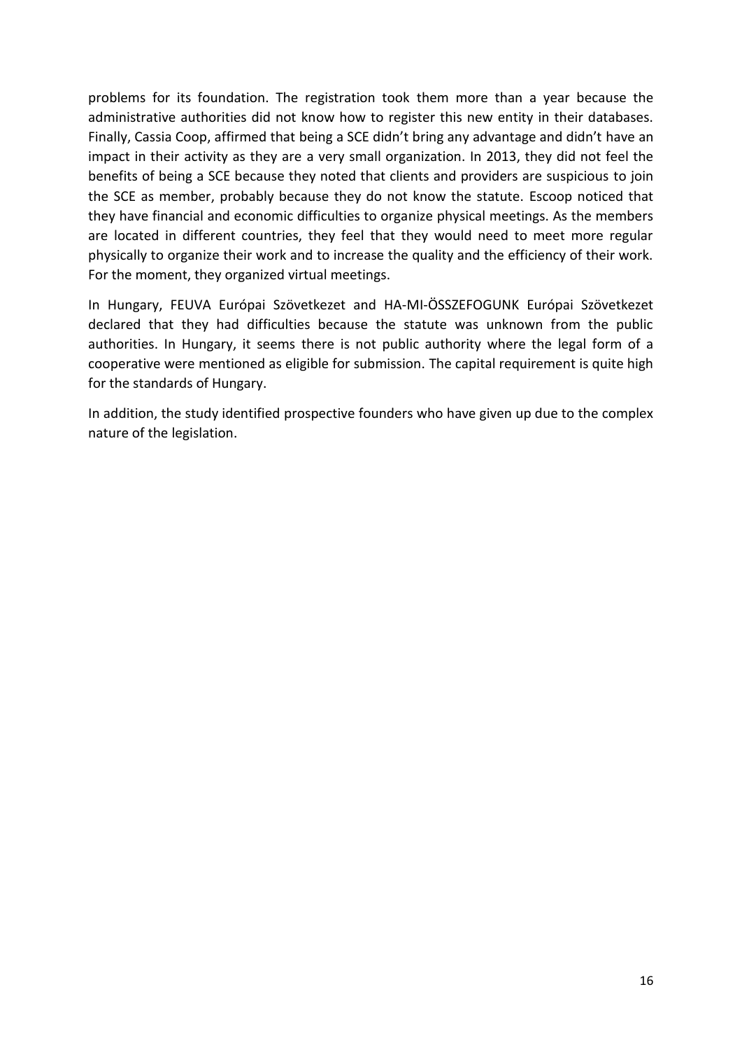problems for its foundation. The registration took them more than a year because the administrative authorities did not know how to register this new entity in their databases. Finally, Cassia Coop, affirmed that being a SCE didn't bring any advantage and didn't have an impact in their activity as they are a very small organization. In 2013, they did not feel the benefits of being a SCE because they noted that clients and providers are suspicious to join the SCE as member, probably because they do not know the statute. Escoop noticed that they have financial and economic difficulties to organize physical meetings. As the members are located in different countries, they feel that they would need to meet more regular physically to organize their work and to increase the quality and the efficiency of their work. For the moment, they organized virtual meetings.

In Hungary, FEUVA Európai Szövetkezet and HA-MI-ÖSSZEFOGUNK Európai Szövetkezet declared that they had difficulties because the statute was unknown from the public authorities. In Hungary, it seems there is not public authority where the legal form of a cooperative were mentioned as eligible for submission. The capital requirement is quite high for the standards of Hungary.

In addition, the study identified prospective founders who have given up due to the complex nature of the legislation.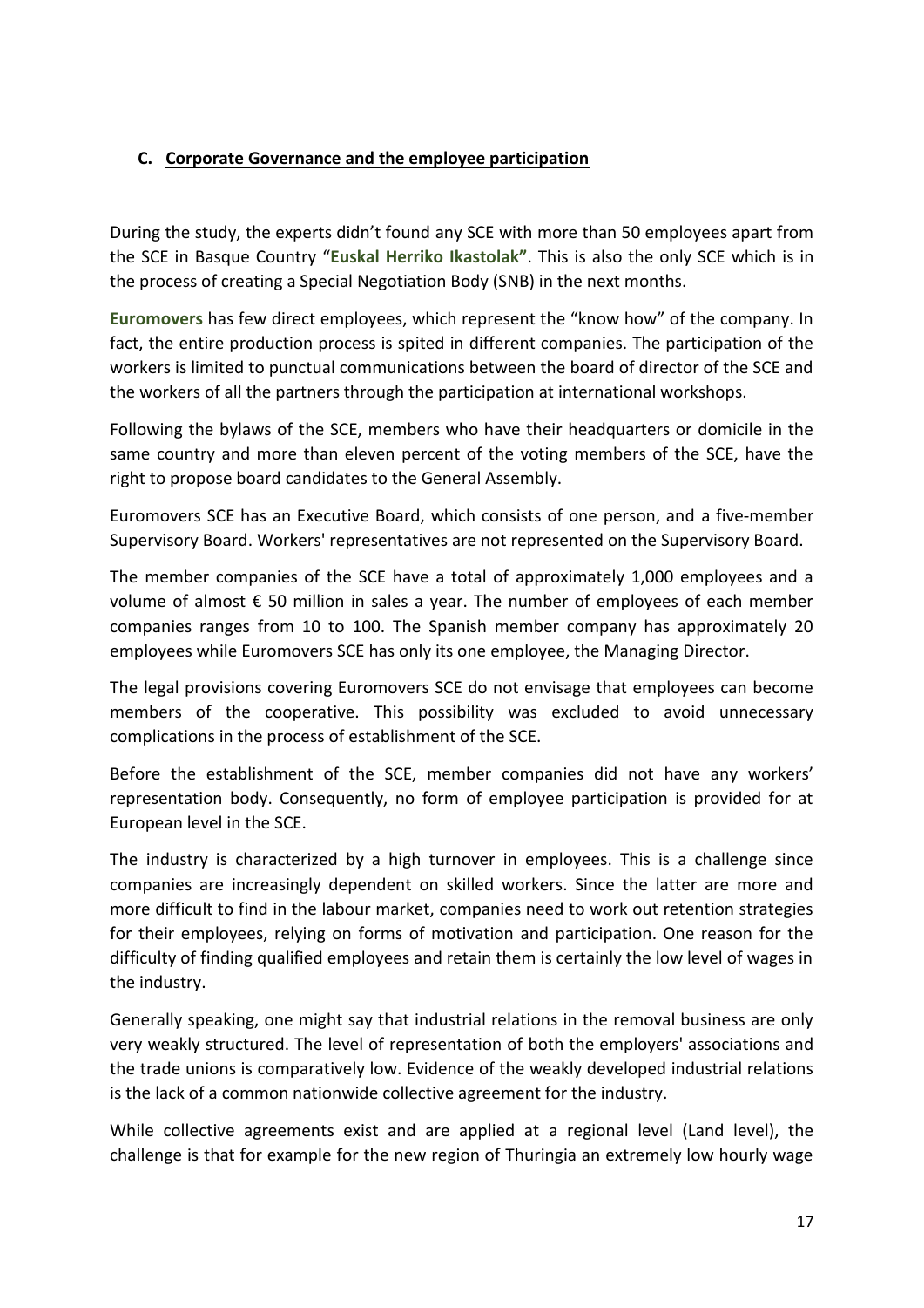### C. Corporate Governance and the employee participation

During the study, the experts didn't found any SCE with more than 50 employees apart from the SCE in Basque Country "**Euskal Herriko Ikastolak"**. This is also the only SCE which is in the process of creating a Special Negotiation Body (SNB) in the next months.

**Euromovers** has few direct employees, which represent the "know how" of the company. In fact, the entire production process is spited in different companies. The participation of the workers is limited to punctual communications between the board of director of the SCE and the workers of all the partners through the participation at international workshops.

Following the bylaws of the SCE, members who have their headquarters or domicile in the same country and more than eleven percent of the voting members of the SCE, have the right to propose board candidates to the General Assembly.

Euromovers SCE has an Executive Board, which consists of one person, and a five-member Supervisory Board. Workers' representatives are not represented on the Supervisory Board.

The member companies of the SCE have a total of approximately 1,000 employees and a volume of almost € 50 million in sales a year. The number of employees of each member companies ranges from 10 to 100. The Spanish member company has approximately 20 employees while Euromovers SCE has only its one employee, the Managing Director.

The legal provisions covering Euromovers SCE do not envisage that employees can become members of the cooperative. This possibility was excluded to avoid unnecessary complications in the process of establishment of the SCE.

Before the establishment of the SCE, member companies did not have any workers' representation body. Consequently, no form of employee participation is provided for at European level in the SCE.

The industry is characterized by a high turnover in employees. This is a challenge since companies are increasingly dependent on skilled workers. Since the latter are more and more difficult to find in the labour market, companies need to work out retention strategies for their employees, relying on forms of motivation and participation. One reason for the difficulty of finding qualified employees and retain them is certainly the low level of wages in the industry.

Generally speaking, one might say that industrial relations in the removal business are only very weakly structured. The level of representation of both the employers' associations and the trade unions is comparatively low. Evidence of the weakly developed industrial relations is the lack of a common nationwide collective agreement for the industry.

While collective agreements exist and are applied at a regional level (Land level), the challenge is that for example for the new region of Thuringia an extremely low hourly wage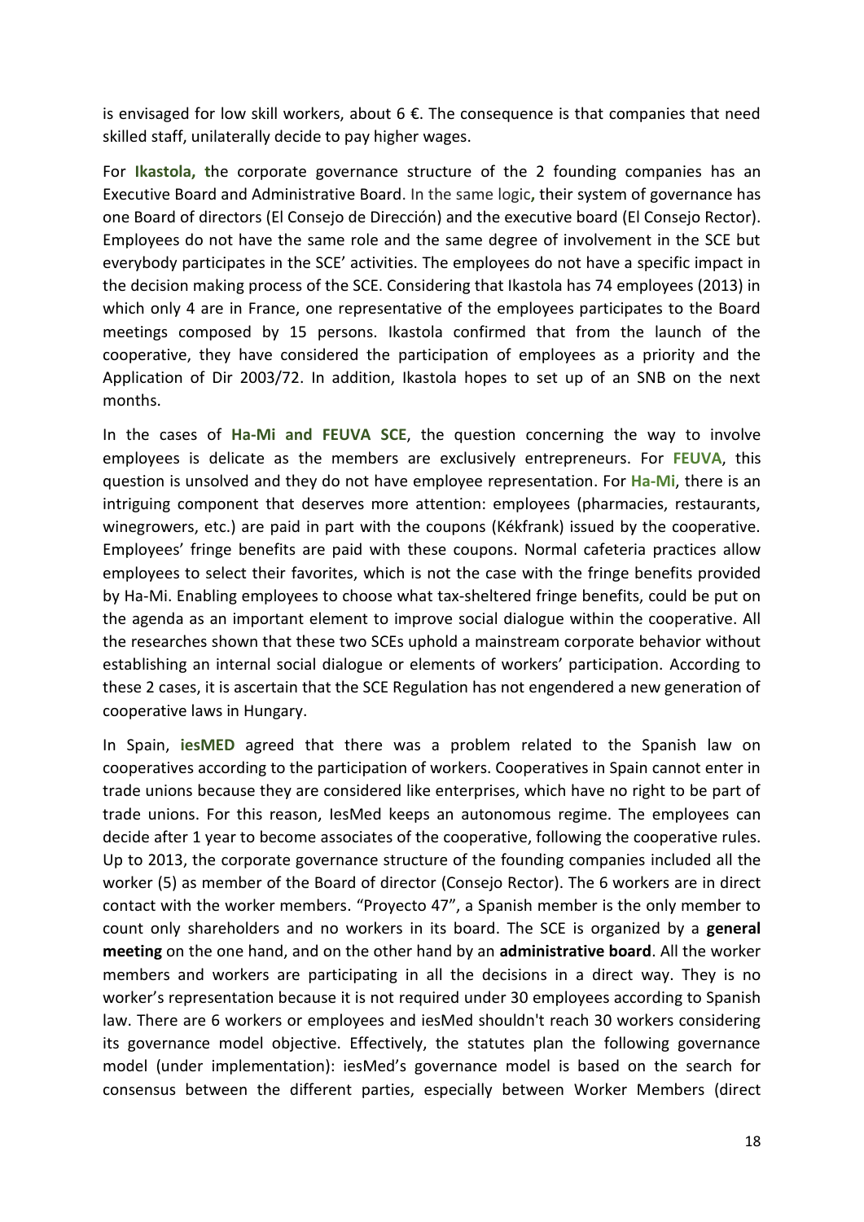is envisaged for low skill workers, about 6 €. The consequence is that companies that need skilled staff, unilaterally decide to pay higher wages.

For **Ikastola, t**he corporate governance structure of the 2 founding companies has an Executive Board and Administrative Board. In the same logic**,** their system of governance has one Board of directors (El Consejo de Dirección) and the executive board (El Consejo Rector). Employees do not have the same role and the same degree of involvement in the SCE but everybody participates in the SCE' activities. The employees do not have a specific impact in the decision making process of the SCE. Considering that Ikastola has 74 employees (2013) in which only 4 are in France, one representative of the employees participates to the Board meetings composed by 15 persons. Ikastola confirmed that from the launch of the cooperative, they have considered the participation of employees as a priority and the Application of Dir 2003/72. In addition, Ikastola hopes to set up of an SNB on the next months.

In the cases of **Ha-Mi and FEUVA SCE**, the question concerning the way to involve employees is delicate as the members are exclusively entrepreneurs. For **FEUVA**, this question is unsolved and they do not have employee representation. For **Ha-Mi**, there is an intriguing component that deserves more attention: employees (pharmacies, restaurants, winegrowers, etc.) are paid in part with the coupons (Kékfrank) issued by the cooperative. Employees' fringe benefits are paid with these coupons. Normal cafeteria practices allow employees to select their favorites, which is not the case with the fringe benefits provided by Ha-Mi. Enabling employees to choose what tax-sheltered fringe benefits, could be put on the agenda as an important element to improve social dialogue within the cooperative. All the researches shown that these two SCEs uphold a mainstream corporate behavior without establishing an internal social dialogue or elements of workers' participation. According to these 2 cases, it is ascertain that the SCE Regulation has not engendered a new generation of cooperative laws in Hungary.

In Spain, **iesMED** agreed that there was a problem related to the Spanish law on cooperatives according to the participation of workers. Cooperatives in Spain cannot enter in trade unions because they are considered like enterprises, which have no right to be part of trade unions. For this reason, IesMed keeps an autonomous regime. The employees can decide after 1 year to become associates of the cooperative, following the cooperative rules. Up to 2013, the corporate governance structure of the founding companies included all the worker (5) as member of the Board of director (Consejo Rector). The 6 workers are in direct contact with the worker members. "Proyecto 47", a Spanish member is the only member to count only shareholders and no workers in its board. The SCE is organized by a **general meeting** on the one hand, and on the other hand by an **administrative board**. All the worker members and workers are participating in all the decisions in a direct way. They is no worker's representation because it is not required under 30 employees according to Spanish law. There are 6 workers or employees and iesMed shouldn't reach 30 workers considering its governance model objective. Effectively, the statutes plan the following governance model (under implementation): iesMed's governance model is based on the search for consensus between the different parties, especially between Worker Members (direct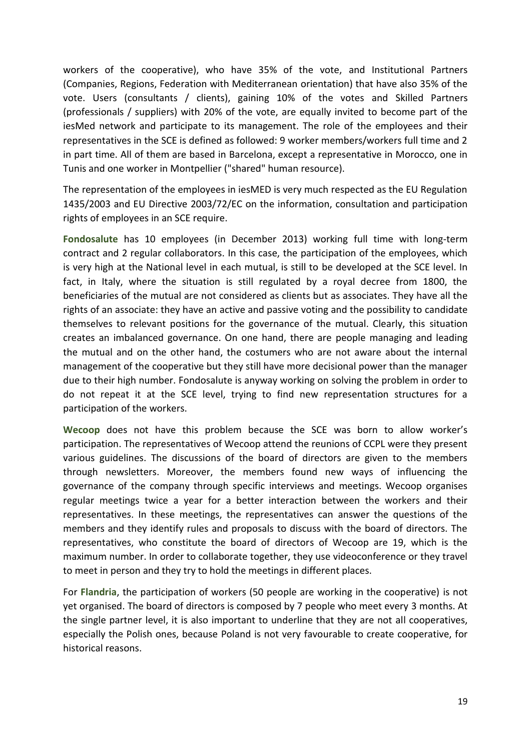workers of the cooperative), who have 35% of the vote, and Institutional Partners (Companies, Regions, Federation with Mediterranean orientation) that have also 35% of the vote. Users (consultants / clients), gaining 10% of the votes and Skilled Partners (professionals / suppliers) with 20% of the vote, are equally invited to become part of the iesMed network and participate to its management. The role of the employees and their representatives in the SCE is defined as followed: 9 worker members/workers full time and 2 in part time. All of them are based in Barcelona, except a representative in Morocco, one in Tunis and one worker in Montpellier ("shared" human resource).

The representation of the employees in iesMED is very much respected as the EU Regulation 1435/2003 and EU Directive 2003/72/EC on the information, consultation and participation rights of employees in an SCE require.

**Fondosalute** has 10 employees (in December 2013) working full time with long-term contract and 2 regular collaborators. In this case, the participation of the employees, which is very high at the National level in each mutual, is still to be developed at the SCE level. In fact, in Italy, where the situation is still regulated by a royal decree from 1800, the beneficiaries of the mutual are not considered as clients but as associates. They have all the rights of an associate: they have an active and passive voting and the possibility to candidate themselves to relevant positions for the governance of the mutual. Clearly, this situation creates an imbalanced governance. On one hand, there are people managing and leading the mutual and on the other hand, the costumers who are not aware about the internal management of the cooperative but they still have more decisional power than the manager due to their high number. Fondosalute is anyway working on solving the problem in order to do not repeat it at the SCE level, trying to find new representation structures for a participation of the workers.

**Wecoop** does not have this problem because the SCE was born to allow worker's participation. The representatives of Wecoop attend the reunions of CCPL were they present various guidelines. The discussions of the board of directors are given to the members through newsletters. Moreover, the members found new ways of influencing the governance of the company through specific interviews and meetings. Wecoop organises regular meetings twice a year for a better interaction between the workers and their representatives. In these meetings, the representatives can answer the questions of the members and they identify rules and proposals to discuss with the board of directors. The representatives, who constitute the board of directors of Wecoop are 19, which is the maximum number. In order to collaborate together, they use videoconference or they travel to meet in person and they try to hold the meetings in different places.

For **Flandria**, the participation of workers (50 people are working in the cooperative) is not yet organised. The board of directors is composed by 7 people who meet every 3 months. At the single partner level, it is also important to underline that they are not all cooperatives, especially the Polish ones, because Poland is not very favourable to create cooperative, for historical reasons.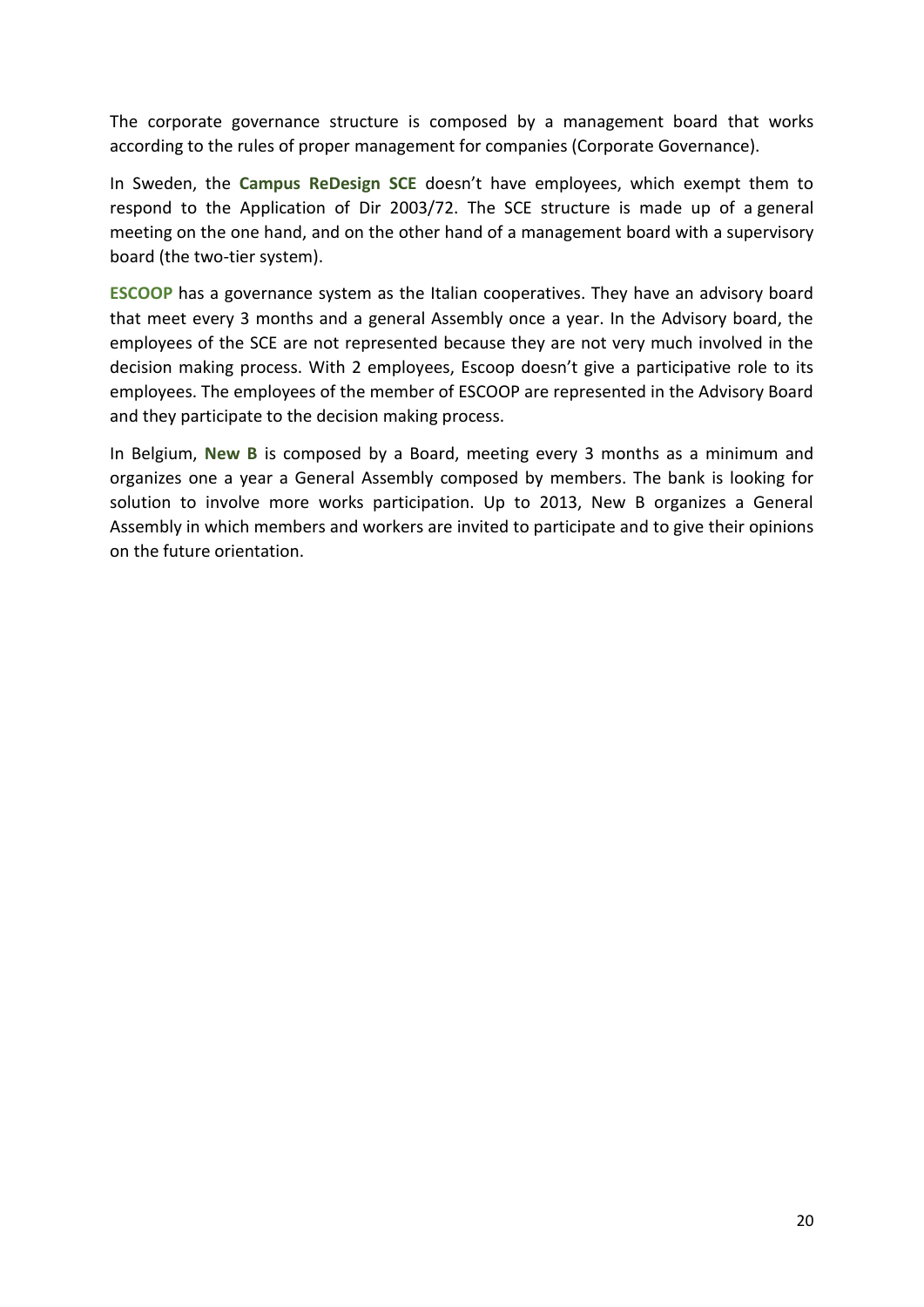The corporate governance structure is composed by a management board that works according to the rules of proper management for companies (Corporate Governance).

In Sweden, the **Campus ReDesign SCE** doesn't have employees, which exempt them to respond to the Application of Dir 2003/72. The SCE structure is made up of a general meeting on the one hand, and on the other hand of a management board with a supervisory board (the two-tier system).

**ESCOOP** has a governance system as the Italian cooperatives. They have an advisory board that meet every 3 months and a general Assembly once a year. In the Advisory board, the employees of the SCE are not represented because they are not very much involved in the decision making process. With 2 employees, Escoop doesn't give a participative role to its employees. The employees of the member of ESCOOP are represented in the Advisory Board and they participate to the decision making process.

In Belgium, **New B** is composed by a Board, meeting every 3 months as a minimum and organizes one a year a General Assembly composed by members. The bank is looking for solution to involve more works participation. Up to 2013, New B organizes a General Assembly in which members and workers are invited to participate and to give their opinions on the future orientation.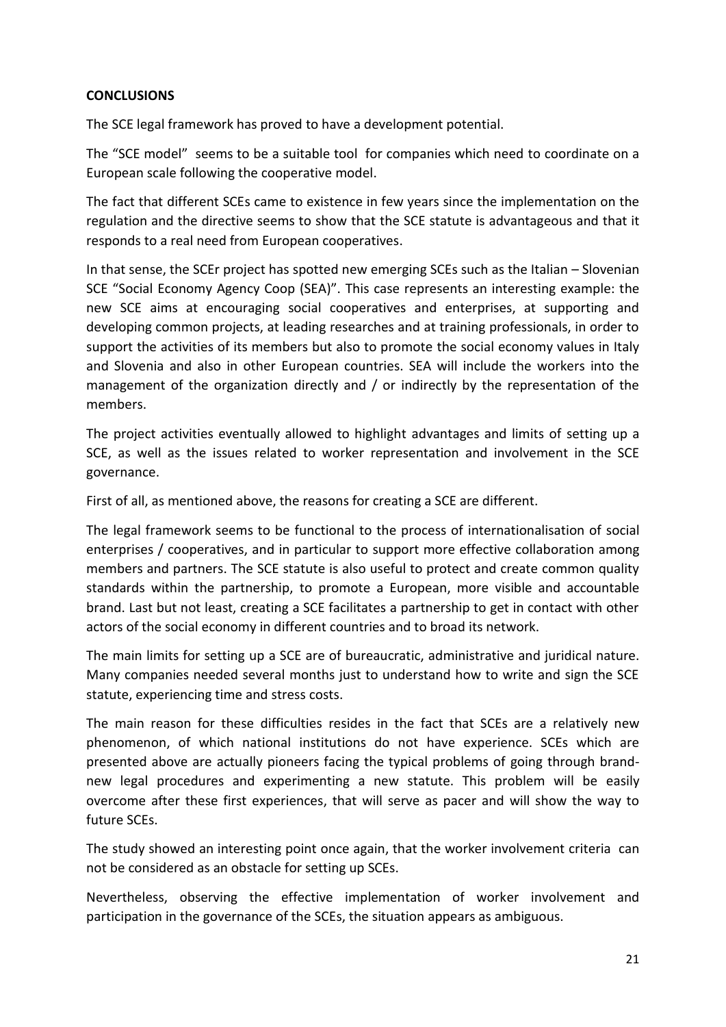**CONCLUSIONS**

The SCE legal framework has proved to have a development potential.

The "SCE model" seems to be a suitable tool for companies which need to coordinate on a European scale following the cooperative model.

The fact that different SCEs came to existence in few years since the implementation on the regulation and the directive seems to show that the SCE statute is advantageous and that it responds to a real need from European cooperatives.

In that sense, the SCEr project has spotted new emerging SCEs such as the Italian – Slovenian SCE "Social Economy Agency Coop (SEA)". This case represents an interesting example: the new SCE aims at encouraging social cooperatives and enterprises, at supporting and developing common projects, at leading researches and at training professionals, in order to support the activities of its members but also to promote the social economy values in Italy and Slovenia and also in other European countries. SEA will include the workers into the management of the organization directly and / or indirectly by the representation of the members.

The project activities eventually allowed to highlight advantages and limits of setting up a SCE, as well as the issues related to worker representation and involvement in the SCE governance.

First of all, as mentioned above, the reasons for creating a SCE are different.

The legal framework seems to be functional to the process of internationalisation of social enterprises / cooperatives, and in particular to support more effective collaboration among members and partners. The SCE statute is also useful to protect and create common quality standards within the partnership, to promote a European, more visible and accountable brand. Last but not least, creating a SCE facilitates a partnership to get in contact with other actors of the social economy in different countries and to broad its network.

The main limits for setting up a SCE are of bureaucratic, administrative and juridical nature. Many companies needed several months just to understand how to write and sign the SCE statute, experiencing time and stress costs.

The main reason for these difficulties resides in the fact that SCEs are a relatively new phenomenon, of which national institutions do not have experience. SCEs which are presented above are actually pioneers facing the typical problems of going through brand-new legal procedures and experimenting a new statute. This problem will be easily overcome after these first experiences, that will serve as pacer and will show the way to future SCEs.

The study showed an interesting point once again, that the worker involvement criteria can not be considered as an obstacle for setting up SCEs.

Nevertheless, observing the effective implementation of worker involvement and participation in the governance of the SCEs, the situation appears as ambiguous.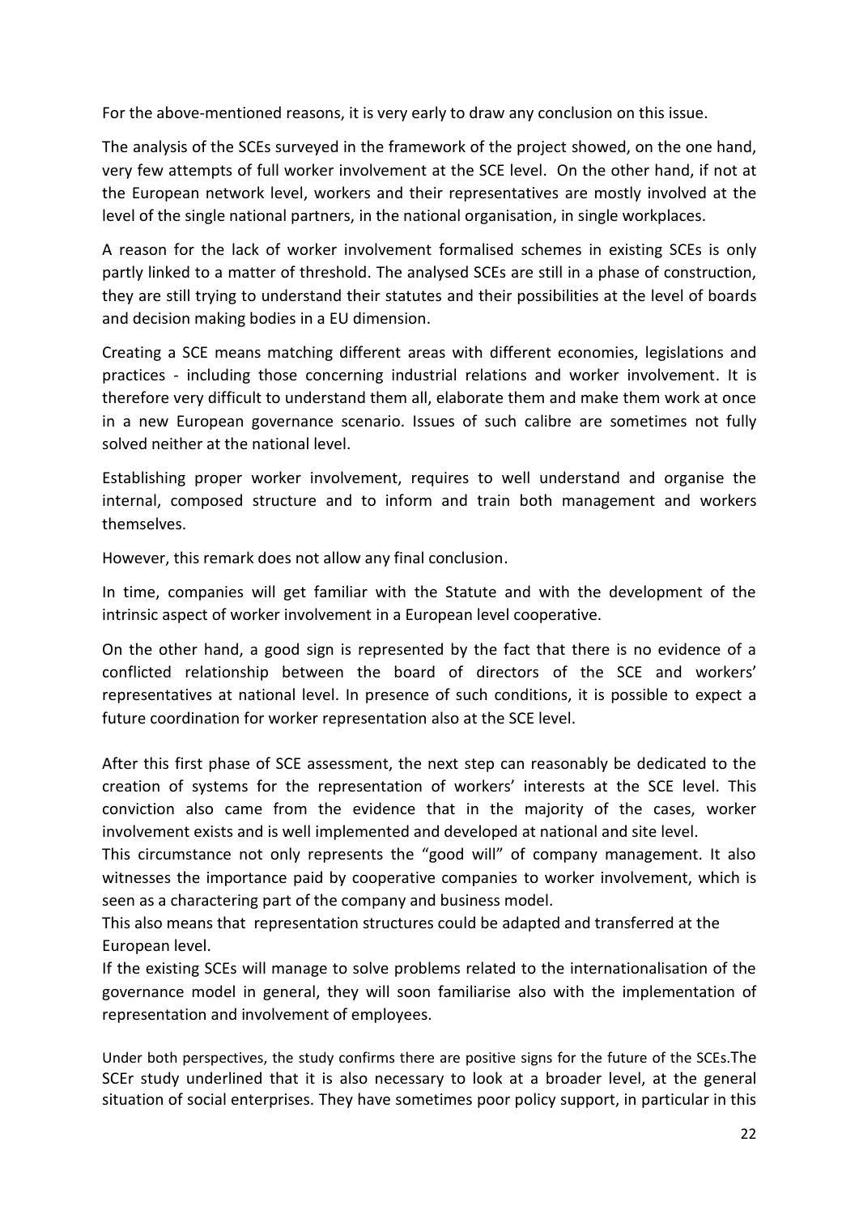For the above-mentioned reasons, it is very early to draw any conclusion on this issue.

The analysis of the SCEs surveyed in the framework of the project showed, on the one hand, very few attempts of full worker involvement at the SCE level. On the other hand, if not at the European network level, workers and their representatives are mostly involved at the level of the single national partners, in the national organisation, in single workplaces.

A reason for the lack of worker involvement formalised schemes in existing SCEs is only partly linked to a matter of threshold. The analysed SCEs are still in a phase of construction, they are still trying to understand their statutes and their possibilities at the level of boards and decision making bodies in a EU dimension.

Creating a SCE means matching different areas with different economies, legislations and practices - including those concerning industrial relations and worker involvement. It is therefore very difficult to understand them all, elaborate them and make them work at once in a new European governance scenario. Issues of such calibre are sometimes not fully solved neither at the national level.

Establishing proper worker involvement, requires to well understand and organise the internal, composed structure and to inform and train both management and workers themselves.

However, this remark does not allow any final conclusion.

In time, companies will get familiar with the Statute and with the development of the intrinsic aspect of worker involvement in a European level cooperative.

On the other hand, a good sign is represented by the fact that there is no evidence of a conflicted relationship between the board of directors of the SCE and workers' representatives at national level. In presence of such conditions, it is possible to expect a future coordination for worker representation also at the SCE level.

After this first phase of SCE assessment, the next step can reasonably be dedicated to the creation of systems for the representation of workers' interests at the SCE level. This conviction also came from the evidence that in the majority of the cases, worker involvement exists and is well implemented and developed at national and site level.
This circumstance not only represents the "good will" of company management. It also witnesses the importance paid by cooperative companies to worker involvement, which is seen as a charactering part of the company and business model.
This also means that representation structures could be adapted and transferred at the European level.
If the existing SCEs will manage to solve problems related to the internationalisation of the governance model in general, they will soon familiarise also with the implementation of representation and involvement of employees.

Under both perspectives, the study confirms there are positive signs for the future of the SCEs.The SCEr study underlined that it is also necessary to look at a broader level, at the general situation of social enterprises. They have sometimes poor policy support, in particular in this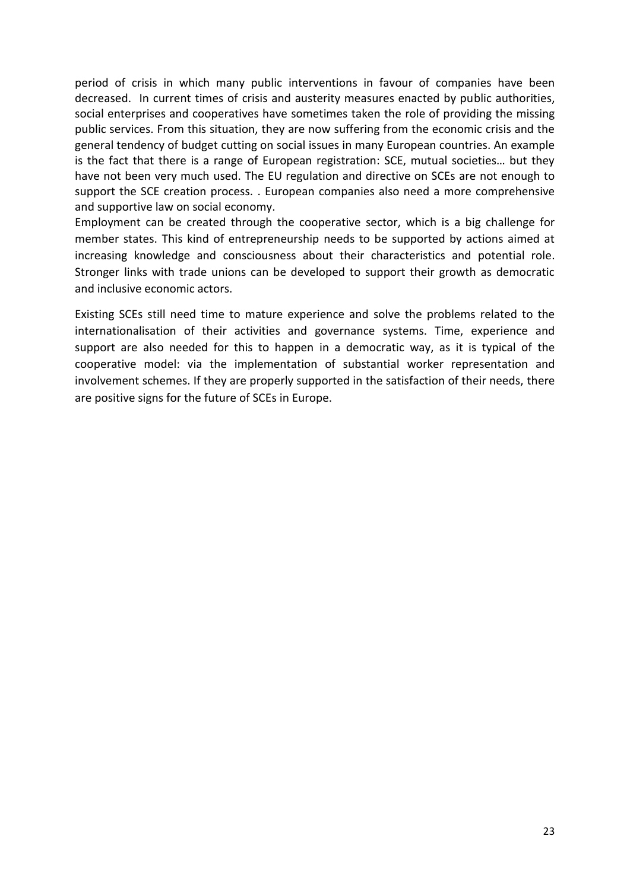period of crisis in which many public interventions in favour of companies have been decreased. In current times of crisis and austerity measures enacted by public authorities, social enterprises and cooperatives have sometimes taken the role of providing the missing public services. From this situation, they are now suffering from the economic crisis and the general tendency of budget cutting on social issues in many European countries. An example is the fact that there is a range of European registration: SCE, mutual societies… but they have not been very much used. The EU regulation and directive on SCEs are not enough to support the SCE creation process. . European companies also need a more comprehensive and supportive law on social economy.

Employment can be created through the cooperative sector, which is a big challenge for member states. This kind of entrepreneurship needs to be supported by actions aimed at increasing knowledge and consciousness about their characteristics and potential role. Stronger links with trade unions can be developed to support their growth as democratic and inclusive economic actors.

Existing SCEs still need time to mature experience and solve the problems related to the internationalisation of their activities and governance systems. Time, experience and support are also needed for this to happen in a democratic way, as it is typical of the cooperative model: via the implementation of substantial worker representation and involvement schemes. If they are properly supported in the satisfaction of their needs, there are positive signs for the future of SCEs in Europe.